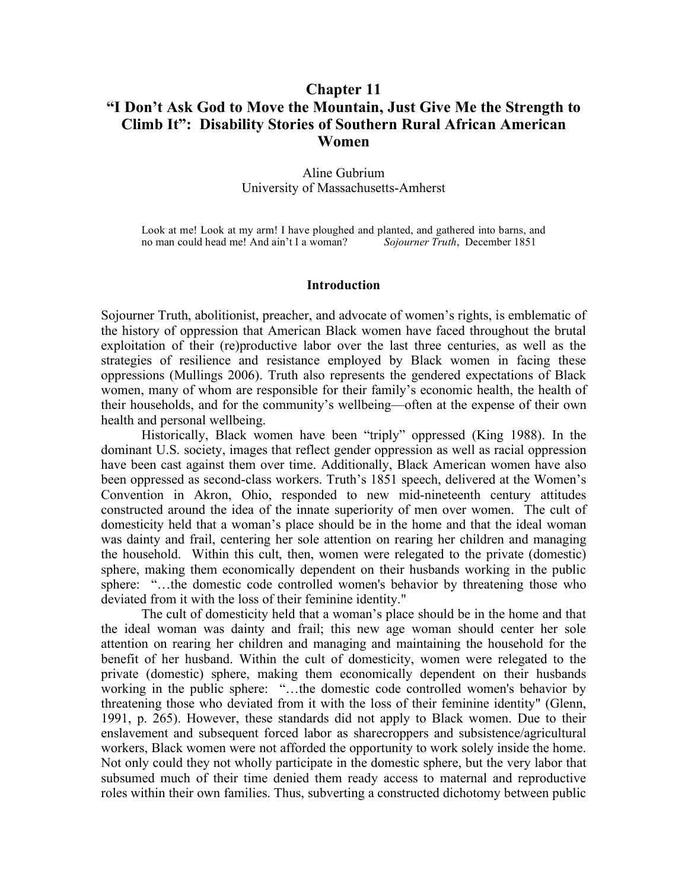# Chapter 11
# "I Don't Ask God to Move the Mountain, Just Give Me the Strength to Climb It": Disability Stories of Southern Rural African American Women

Aline Gubrium
University of Massachusetts-Amherst

> Look at me! Look at my arm! I have ploughed and planted, and gathered into barns, and no man could head me! And ain't I a woman? *Sojourner Truth*, December 1851

## Introduction

Sojourner Truth, abolitionist, preacher, and advocate of women's rights, is emblematic of the history of oppression that American Black women have faced throughout the brutal exploitation of their (re)productive labor over the last three centuries, as well as the strategies of resilience and resistance employed by Black women in facing these oppressions (Mullings 2006). Truth also represents the gendered expectations of Black women, many of whom are responsible for their family's economic health, the health of their households, and for the community's wellbeing—often at the expense of their own health and personal wellbeing.

Historically, Black women have been "triply" oppressed (King 1988). In the dominant U.S. society, images that reflect gender oppression as well as racial oppression have been cast against them over time. Additionally, Black American women have also been oppressed as second-class workers. Truth's 1851 speech, delivered at the Women's Convention in Akron, Ohio, responded to new mid-nineteenth century attitudes constructed around the idea of the innate superiority of men over women. The cult of domesticity held that a woman's place should be in the home and that the ideal woman was dainty and frail, centering her sole attention on rearing her children and managing the household. Within this cult, then, women were relegated to the private (domestic) sphere, making them economically dependent on their husbands working in the public sphere: "…the domestic code controlled women's behavior by threatening those who deviated from it with the loss of their feminine identity."

The cult of domesticity held that a woman's place should be in the home and that the ideal woman was dainty and frail; this new age woman should center her sole attention on rearing her children and managing and maintaining the household for the benefit of her husband. Within the cult of domesticity, women were relegated to the private (domestic) sphere, making them economically dependent on their husbands working in the public sphere: "…the domestic code controlled women's behavior by threatening those who deviated from it with the loss of their feminine identity" (Glenn, 1991, p. 265). However, these standards did not apply to Black women. Due to their enslavement and subsequent forced labor as sharecroppers and subsistence/agricultural workers, Black women were not afforded the opportunity to work solely inside the home. Not only could they not wholly participate in the domestic sphere, but the very labor that subsumed much of their time denied them ready access to maternal and reproductive roles within their own families. Thus, subverting a constructed dichotomy between public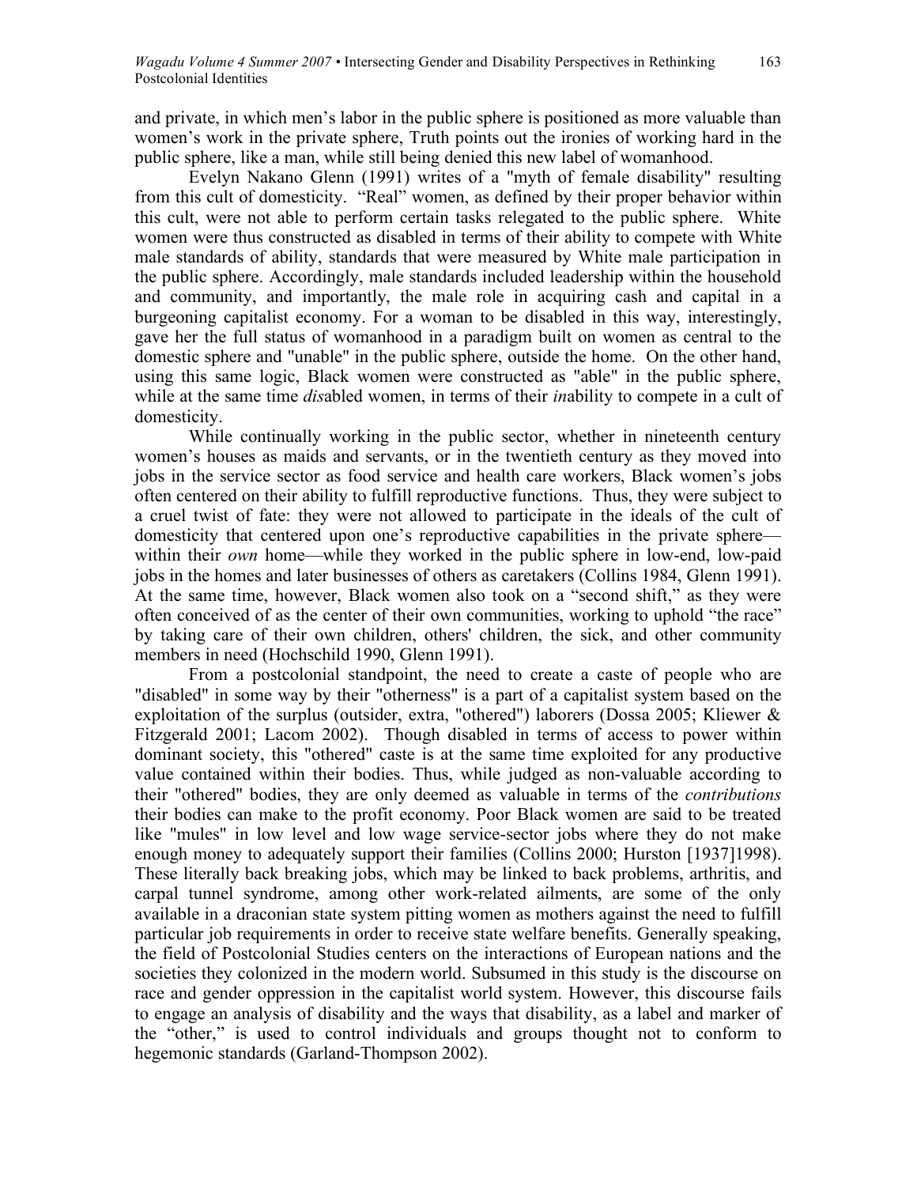and private, in which men's labor in the public sphere is positioned as more valuable than women's work in the private sphere, Truth points out the ironies of working hard in the public sphere, like a man, while still being denied this new label of womanhood.

Evelyn Nakano Glenn (1991) writes of a "myth of female disability" resulting from this cult of domesticity. "Real" women, as defined by their proper behavior within this cult, were not able to perform certain tasks relegated to the public sphere. White women were thus constructed as disabled in terms of their ability to compete with White male standards of ability, standards that were measured by White male participation in the public sphere. Accordingly, male standards included leadership within the household and community, and importantly, the male role in acquiring cash and capital in a burgeoning capitalist economy. For a woman to be disabled in this way, interestingly, gave her the full status of womanhood in a paradigm built on women as central to the domestic sphere and "unable" in the public sphere, outside the home. On the other hand, using this same logic, Black women were constructed as "able" in the public sphere, while at the same time *dis*abled women, in terms of their *in*ability to compete in a cult of domesticity.

While continually working in the public sector, whether in nineteenth century women's houses as maids and servants, or in the twentieth century as they moved into jobs in the service sector as food service and health care workers, Black women's jobs often centered on their ability to fulfill reproductive functions. Thus, they were subject to a cruel twist of fate: they were not allowed to participate in the ideals of the cult of domesticity that centered upon one's reproductive capabilities in the private sphere—within their *own* home—while they worked in the public sphere in low-end, low-paid jobs in the homes and later businesses of others as caretakers (Collins 1984, Glenn 1991). At the same time, however, Black women also took on a "second shift," as they were often conceived of as the center of their own communities, working to uphold "the race" by taking care of their own children, others' children, the sick, and other community members in need (Hochschild 1990, Glenn 1991).

From a postcolonial standpoint, the need to create a caste of people who are "disabled" in some way by their "otherness" is a part of a capitalist system based on the exploitation of the surplus (outsider, extra, "othered") laborers (Dossa 2005; Kliewer & Fitzgerald 2001; Lacom 2002). Though disabled in terms of access to power within dominant society, this "othered" caste is at the same time exploited for any productive value contained within their bodies. Thus, while judged as non-valuable according to their "othered" bodies, they are only deemed as valuable in terms of the *contributions* their bodies can make to the profit economy. Poor Black women are said to be treated like "mules" in low level and low wage service-sector jobs where they do not make enough money to adequately support their families (Collins 2000; Hurston [1937]1998). These literally back breaking jobs, which may be linked to back problems, arthritis, and carpal tunnel syndrome, among other work-related ailments, are some of the only available in a draconian state system pitting women as mothers against the need to fulfill particular job requirements in order to receive state welfare benefits. Generally speaking, the field of Postcolonial Studies centers on the interactions of European nations and the societies they colonized in the modern world. Subsumed in this study is the discourse on race and gender oppression in the capitalist world system. However, this discourse fails to engage an analysis of disability and the ways that disability, as a label and marker of the "other," is used to control individuals and groups thought not to conform to hegemonic standards (Garland-Thompson 2002).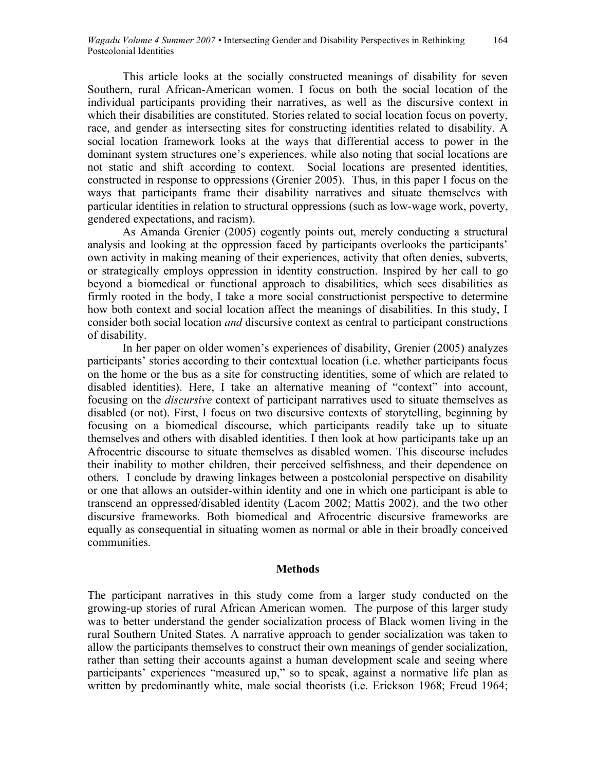This article looks at the socially constructed meanings of disability for seven Southern, rural African-American women. I focus on both the social location of the individual participants providing their narratives, as well as the discursive context in which their disabilities are constituted. Stories related to social location focus on poverty, race, and gender as intersecting sites for constructing identities related to disability. A social location framework looks at the ways that differential access to power in the dominant system structures one's experiences, while also noting that social locations are not static and shift according to context. Social locations are presented identities, constructed in response to oppressions (Grenier 2005). Thus, in this paper I focus on the ways that participants frame their disability narratives and situate themselves with particular identities in relation to structural oppressions (such as low-wage work, poverty, gendered expectations, and racism).

As Amanda Grenier (2005) cogently points out, merely conducting a structural analysis and looking at the oppression faced by participants overlooks the participants' own activity in making meaning of their experiences, activity that often denies, subverts, or strategically employs oppression in identity construction. Inspired by her call to go beyond a biomedical or functional approach to disabilities, which sees disabilities as firmly rooted in the body, I take a more social constructionist perspective to determine how both context and social location affect the meanings of disabilities. In this study, I consider both social location *and* discursive context as central to participant constructions of disability.

In her paper on older women's experiences of disability, Grenier (2005) analyzes participants' stories according to their contextual location (i.e. whether participants focus on the home or the bus as a site for constructing identities, some of which are related to disabled identities). Here, I take an alternative meaning of "context" into account, focusing on the *discursive* context of participant narratives used to situate themselves as disabled (or not). First, I focus on two discursive contexts of storytelling, beginning by focusing on a biomedical discourse, which participants readily take up to situate themselves and others with disabled identities. I then look at how participants take up an Afrocentric discourse to situate themselves as disabled women. This discourse includes their inability to mother children, their perceived selfishness, and their dependence on others. I conclude by drawing linkages between a postcolonial perspective on disability or one that allows an outsider-within identity and one in which one participant is able to transcend an oppressed/disabled identity (Lacom 2002; Mattis 2002), and the two other discursive frameworks. Both biomedical and Afrocentric discursive frameworks are equally as consequential in situating women as normal or able in their broadly conceived communities.

## Methods

The participant narratives in this study come from a larger study conducted on the growing-up stories of rural African American women. The purpose of this larger study was to better understand the gender socialization process of Black women living in the rural Southern United States. A narrative approach to gender socialization was taken to allow the participants themselves to construct their own meanings of gender socialization, rather than setting their accounts against a human development scale and seeing where participants' experiences "measured up," so to speak, against a normative life plan as written by predominantly white, male social theorists (i.e. Erickson 1968; Freud 1964;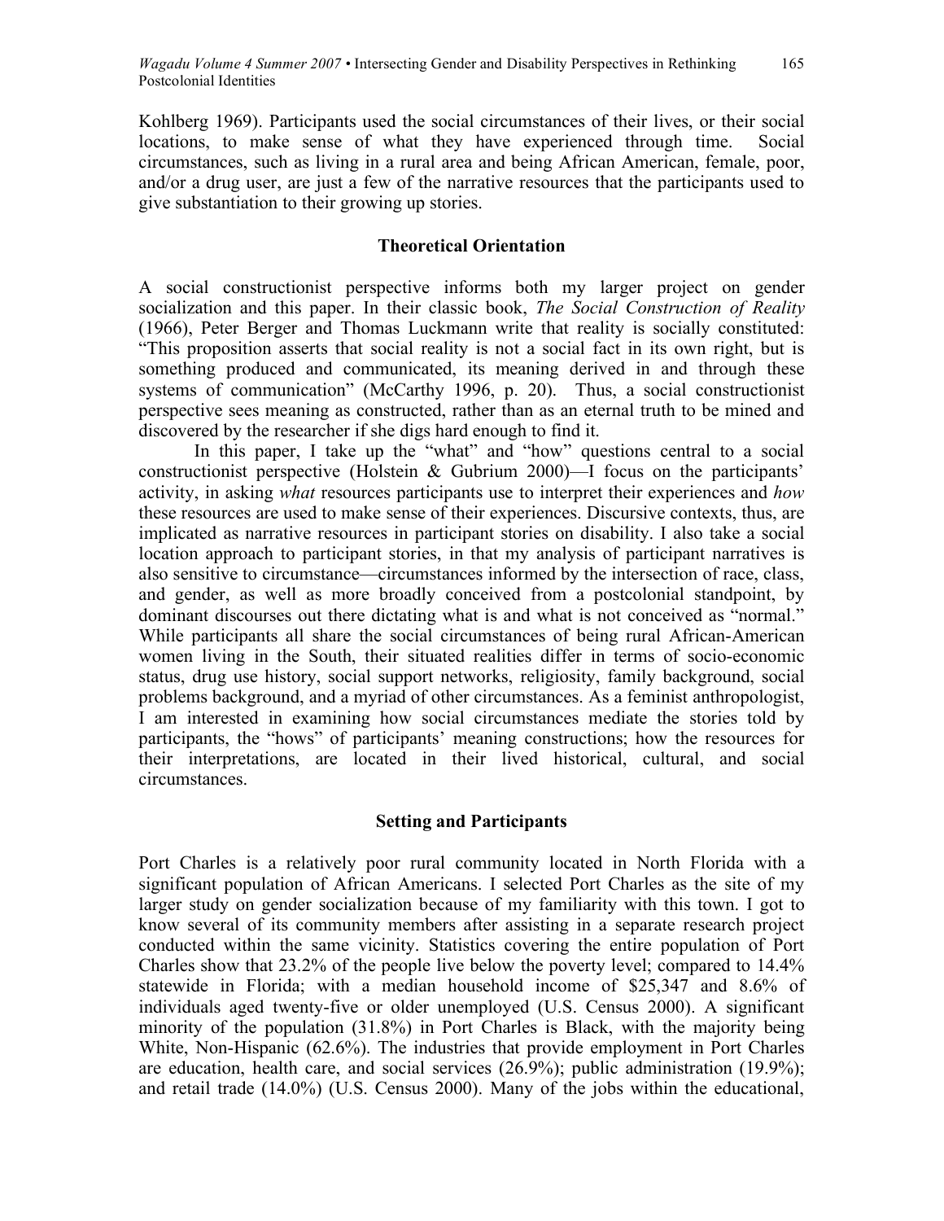Kohlberg 1969). Participants used the social circumstances of their lives, or their social locations, to make sense of what they have experienced through time. Social circumstances, such as living in a rural area and being African American, female, poor, and/or a drug user, are just a few of the narrative resources that the participants used to give substantiation to their growing up stories.

## Theoretical Orientation

A social constructionist perspective informs both my larger project on gender socialization and this paper. In their classic book, *The Social Construction of Reality* (1966), Peter Berger and Thomas Luckmann write that reality is socially constituted: "This proposition asserts that social reality is not a social fact in its own right, but is something produced and communicated, its meaning derived in and through these systems of communication" (McCarthy 1996, p. 20). Thus, a social constructionist perspective sees meaning as constructed, rather than as an eternal truth to be mined and discovered by the researcher if she digs hard enough to find it.

In this paper, I take up the "what" and "how" questions central to a social constructionist perspective (Holstein & Gubrium 2000)—I focus on the participants' activity, in asking *what* resources participants use to interpret their experiences and *how* these resources are used to make sense of their experiences. Discursive contexts, thus, are implicated as narrative resources in participant stories on disability. I also take a social location approach to participant stories, in that my analysis of participant narratives is also sensitive to circumstance—circumstances informed by the intersection of race, class, and gender, as well as more broadly conceived from a postcolonial standpoint, by dominant discourses out there dictating what is and what is not conceived as "normal." While participants all share the social circumstances of being rural African-American women living in the South, their situated realities differ in terms of socio-economic status, drug use history, social support networks, religiosity, family background, social problems background, and a myriad of other circumstances. As a feminist anthropologist, I am interested in examining how social circumstances mediate the stories told by participants, the "hows" of participants' meaning constructions; how the resources for their interpretations, are located in their lived historical, cultural, and social circumstances.

## Setting and Participants

Port Charles is a relatively poor rural community located in North Florida with a significant population of African Americans. I selected Port Charles as the site of my larger study on gender socialization because of my familiarity with this town. I got to know several of its community members after assisting in a separate research project conducted within the same vicinity. Statistics covering the entire population of Port Charles show that 23.2% of the people live below the poverty level; compared to 14.4% statewide in Florida; with a median household income of $25,347 and 8.6% of individuals aged twenty-five or older unemployed (U.S. Census 2000). A significant minority of the population (31.8%) in Port Charles is Black, with the majority being White, Non-Hispanic (62.6%). The industries that provide employment in Port Charles are education, health care, and social services (26.9%); public administration (19.9%); and retail trade (14.0%) (U.S. Census 2000). Many of the jobs within the educational,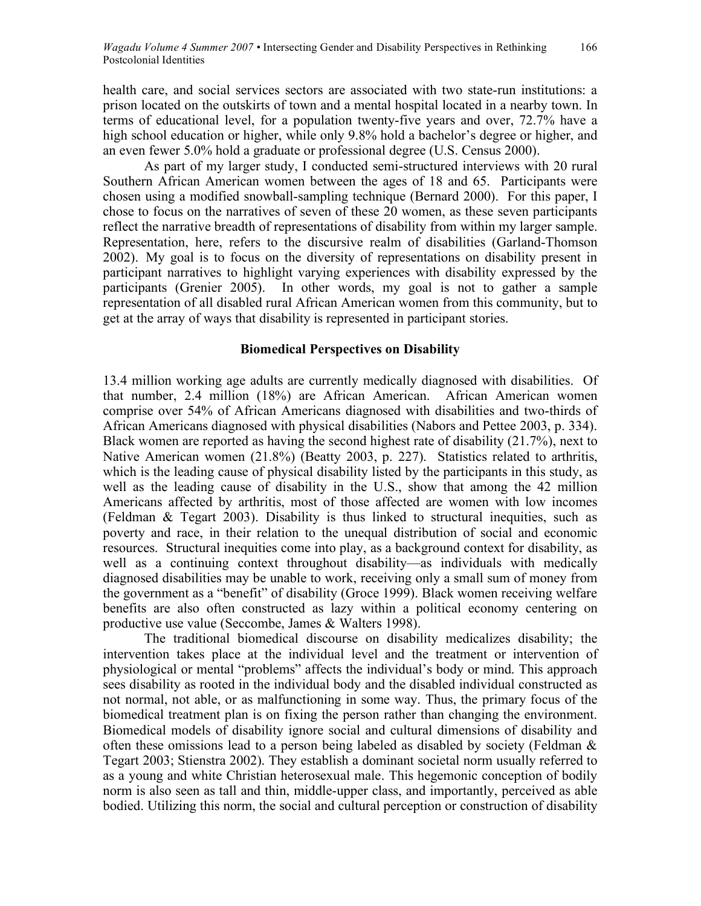health care, and social services sectors are associated with two state-run institutions: a prison located on the outskirts of town and a mental hospital located in a nearby town. In terms of educational level, for a population twenty-five years and over, 72.7% have a high school education or higher, while only 9.8% hold a bachelor's degree or higher, and an even fewer 5.0% hold a graduate or professional degree (U.S. Census 2000).

As part of my larger study, I conducted semi-structured interviews with 20 rural Southern African American women between the ages of 18 and 65. Participants were chosen using a modified snowball-sampling technique (Bernard 2000). For this paper, I chose to focus on the narratives of seven of these 20 women, as these seven participants reflect the narrative breadth of representations of disability from within my larger sample. Representation, here, refers to the discursive realm of disabilities (Garland-Thomson 2002). My goal is to focus on the diversity of representations on disability present in participant narratives to highlight varying experiences with disability expressed by the participants (Grenier 2005). In other words, my goal is not to gather a sample representation of all disabled rural African American women from this community, but to get at the array of ways that disability is represented in participant stories.

## Biomedical Perspectives on Disability

13.4 million working age adults are currently medically diagnosed with disabilities. Of that number, 2.4 million (18%) are African American. African American women comprise over 54% of African Americans diagnosed with disabilities and two-thirds of African Americans diagnosed with physical disabilities (Nabors and Pettee 2003, p. 334). Black women are reported as having the second highest rate of disability (21.7%), next to Native American women (21.8%) (Beatty 2003, p. 227). Statistics related to arthritis, which is the leading cause of physical disability listed by the participants in this study, as well as the leading cause of disability in the U.S., show that among the 42 million Americans affected by arthritis, most of those affected are women with low incomes (Feldman & Tegart 2003). Disability is thus linked to structural inequities, such as poverty and race, in their relation to the unequal distribution of social and economic resources. Structural inequities come into play, as a background context for disability, as well as a continuing context throughout disability—as individuals with medically diagnosed disabilities may be unable to work, receiving only a small sum of money from the government as a "benefit" of disability (Groce 1999). Black women receiving welfare benefits are also often constructed as lazy within a political economy centering on productive use value (Seccombe, James & Walters 1998).

The traditional biomedical discourse on disability medicalizes disability; the intervention takes place at the individual level and the treatment or intervention of physiological or mental "problems" affects the individual's body or mind. This approach sees disability as rooted in the individual body and the disabled individual constructed as not normal, not able, or as malfunctioning in some way. Thus, the primary focus of the biomedical treatment plan is on fixing the person rather than changing the environment. Biomedical models of disability ignore social and cultural dimensions of disability and often these omissions lead to a person being labeled as disabled by society (Feldman & Tegart 2003; Stienstra 2002). They establish a dominant societal norm usually referred to as a young and white Christian heterosexual male. This hegemonic conception of bodily norm is also seen as tall and thin, middle-upper class, and importantly, perceived as able bodied. Utilizing this norm, the social and cultural perception or construction of disability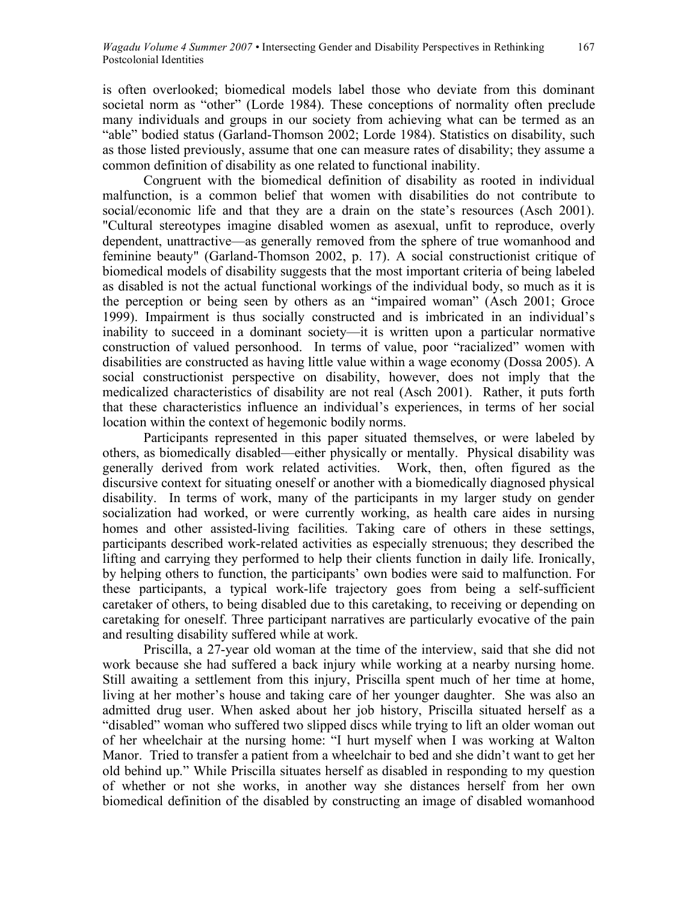is often overlooked; biomedical models label those who deviate from this dominant societal norm as "other" (Lorde 1984). These conceptions of normality often preclude many individuals and groups in our society from achieving what can be termed as an "able" bodied status (Garland-Thomson 2002; Lorde 1984). Statistics on disability, such as those listed previously, assume that one can measure rates of disability; they assume a common definition of disability as one related to functional inability.

Congruent with the biomedical definition of disability as rooted in individual malfunction, is a common belief that women with disabilities do not contribute to social/economic life and that they are a drain on the state's resources (Asch 2001). "Cultural stereotypes imagine disabled women as asexual, unfit to reproduce, overly dependent, unattractive—as generally removed from the sphere of true womanhood and feminine beauty" (Garland-Thomson 2002, p. 17). A social constructionist critique of biomedical models of disability suggests that the most important criteria of being labeled as disabled is not the actual functional workings of the individual body, so much as it is the perception or being seen by others as an "impaired woman" (Asch 2001; Groce 1999). Impairment is thus socially constructed and is imbricated in an individual's inability to succeed in a dominant society—it is written upon a particular normative construction of valued personhood. In terms of value, poor "racialized" women with disabilities are constructed as having little value within a wage economy (Dossa 2005). A social constructionist perspective on disability, however, does not imply that the medicalized characteristics of disability are not real (Asch 2001). Rather, it puts forth that these characteristics influence an individual's experiences, in terms of her social location within the context of hegemonic bodily norms.

Participants represented in this paper situated themselves, or were labeled by others, as biomedically disabled—either physically or mentally. Physical disability was generally derived from work related activities. Work, then, often figured as the discursive context for situating oneself or another with a biomedically diagnosed physical disability. In terms of work, many of the participants in my larger study on gender socialization had worked, or were currently working, as health care aides in nursing homes and other assisted-living facilities. Taking care of others in these settings, participants described work-related activities as especially strenuous; they described the lifting and carrying they performed to help their clients function in daily life. Ironically, by helping others to function, the participants' own bodies were said to malfunction. For these participants, a typical work-life trajectory goes from being a self-sufficient caretaker of others, to being disabled due to this caretaking, to receiving or depending on caretaking for oneself. Three participant narratives are particularly evocative of the pain and resulting disability suffered while at work.

Priscilla, a 27-year old woman at the time of the interview, said that she did not work because she had suffered a back injury while working at a nearby nursing home. Still awaiting a settlement from this injury, Priscilla spent much of her time at home, living at her mother's house and taking care of her younger daughter. She was also an admitted drug user. When asked about her job history, Priscilla situated herself as a "disabled" woman who suffered two slipped discs while trying to lift an older woman out of her wheelchair at the nursing home: "I hurt myself when I was working at Walton Manor. Tried to transfer a patient from a wheelchair to bed and she didn't want to get her old behind up." While Priscilla situates herself as disabled in responding to my question of whether or not she works, in another way she distances herself from her own biomedical definition of the disabled by constructing an image of disabled womanhood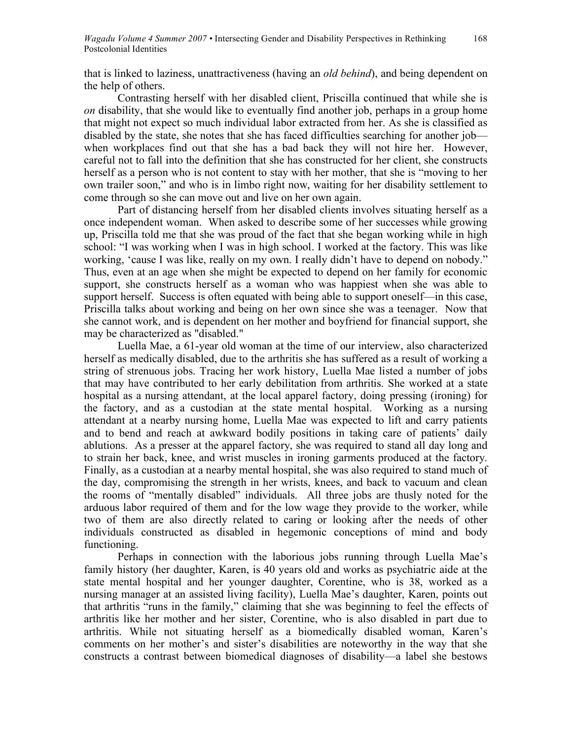that is linked to laziness, unattractiveness (having an *old behind*), and being dependent on the help of others.

Contrasting herself with her disabled client, Priscilla continued that while she is *on* disability, that she would like to eventually find another job, perhaps in a group home that might not expect so much individual labor extracted from her. As she is classified as disabled by the state, she notes that she has faced difficulties searching for another job—when workplaces find out that she has a bad back they will not hire her. However, careful not to fall into the definition that she has constructed for her client, she constructs herself as a person who is not content to stay with her mother, that she is "moving to her own trailer soon," and who is in limbo right now, waiting for her disability settlement to come through so she can move out and live on her own again.

Part of distancing herself from her disabled clients involves situating herself as a once independent woman. When asked to describe some of her successes while growing up, Priscilla told me that she was proud of the fact that she began working while in high school: "I was working when I was in high school. I worked at the factory. This was like working, 'cause I was like, really on my own. I really didn't have to depend on nobody." Thus, even at an age when she might be expected to depend on her family for economic support, she constructs herself as a woman who was happiest when she was able to support herself. Success is often equated with being able to support oneself—in this case, Priscilla talks about working and being on her own since she was a teenager. Now that she cannot work, and is dependent on her mother and boyfriend for financial support, she may be characterized as "disabled."

Luella Mae, a 61-year old woman at the time of our interview, also characterized herself as medically disabled, due to the arthritis she has suffered as a result of working a string of strenuous jobs. Tracing her work history, Luella Mae listed a number of jobs that may have contributed to her early debilitation from arthritis. She worked at a state hospital as a nursing attendant, at the local apparel factory, doing pressing (ironing) for the factory, and as a custodian at the state mental hospital. Working as a nursing attendant at a nearby nursing home, Luella Mae was expected to lift and carry patients and to bend and reach at awkward bodily positions in taking care of patients' daily ablutions. As a presser at the apparel factory, she was required to stand all day long and to strain her back, knee, and wrist muscles in ironing garments produced at the factory. Finally, as a custodian at a nearby mental hospital, she was also required to stand much of the day, compromising the strength in her wrists, knees, and back to vacuum and clean the rooms of "mentally disabled" individuals. All three jobs are thusly noted for the arduous labor required of them and for the low wage they provide to the worker, while two of them are also directly related to caring or looking after the needs of other individuals constructed as disabled in hegemonic conceptions of mind and body functioning.

Perhaps in connection with the laborious jobs running through Luella Mae's family history (her daughter, Karen, is 40 years old and works as psychiatric aide at the state mental hospital and her younger daughter, Corentine, who is 38, worked as a nursing manager at an assisted living facility), Luella Mae's daughter, Karen, points out that arthritis "runs in the family," claiming that she was beginning to feel the effects of arthritis like her mother and her sister, Corentine, who is also disabled in part due to arthritis. While not situating herself as a biomedically disabled woman, Karen's comments on her mother's and sister's disabilities are noteworthy in the way that she constructs a contrast between biomedical diagnoses of disability—a label she bestows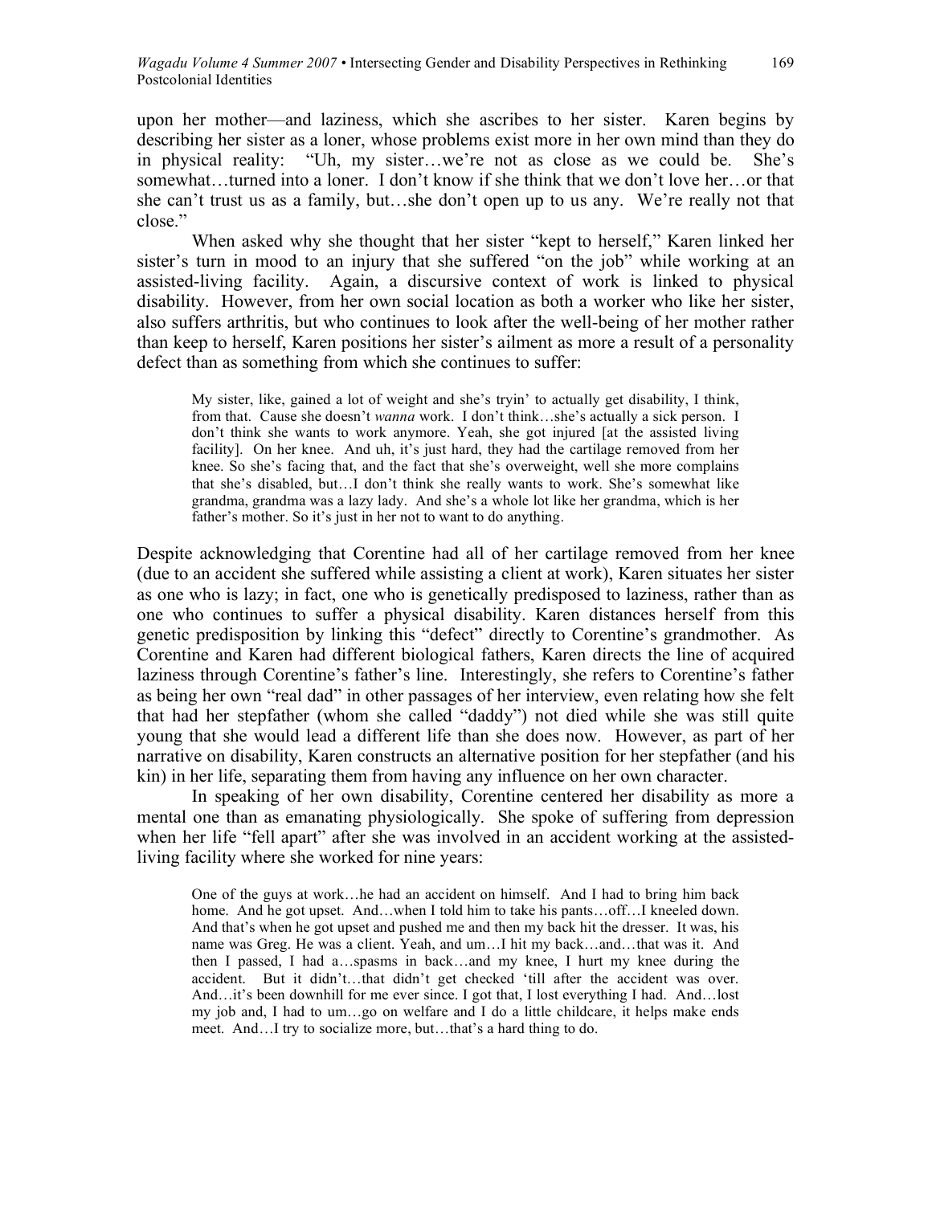upon her mother—and laziness, which she ascribes to her sister. Karen begins by describing her sister as a loner, whose problems exist more in her own mind than they do in physical reality: "Uh, my sister…we're not as close as we could be. She's somewhat…turned into a loner. I don't know if she think that we don't love her…or that she can't trust us as a family, but…she don't open up to us any. We're really not that close."

When asked why she thought that her sister "kept to herself," Karen linked her sister's turn in mood to an injury that she suffered "on the job" while working at an assisted-living facility. Again, a discursive context of work is linked to physical disability. However, from her own social location as both a worker who like her sister, also suffers arthritis, but who continues to look after the well-being of her mother rather than keep to herself, Karen positions her sister's ailment as more a result of a personality defect than as something from which she continues to suffer:

> My sister, like, gained a lot of weight and she's tryin' to actually get disability, I think, from that. Cause she doesn't *wanna* work. I don't think…she's actually a sick person. I don't think she wants to work anymore. Yeah, she got injured [at the assisted living facility]. On her knee. And uh, it's just hard, they had the cartilage removed from her knee. So she's facing that, and the fact that she's overweight, well she more complains that she's disabled, but…I don't think she really wants to work. She's somewhat like grandma, grandma was a lazy lady. And she's a whole lot like her grandma, which is her father's mother. So it's just in her not to want to do anything.

Despite acknowledging that Corentine had all of her cartilage removed from her knee (due to an accident she suffered while assisting a client at work), Karen situates her sister as one who is lazy; in fact, one who is genetically predisposed to laziness, rather than as one who continues to suffer a physical disability. Karen distances herself from this genetic predisposition by linking this "defect" directly to Corentine's grandmother. As Corentine and Karen had different biological fathers, Karen directs the line of acquired laziness through Corentine's father's line. Interestingly, she refers to Corentine's father as being her own "real dad" in other passages of her interview, even relating how she felt that had her stepfather (whom she called "daddy") not died while she was still quite young that she would lead a different life than she does now. However, as part of her narrative on disability, Karen constructs an alternative position for her stepfather (and his kin) in her life, separating them from having any influence on her own character.

In speaking of her own disability, Corentine centered her disability as more a mental one than as emanating physiologically. She spoke of suffering from depression when her life "fell apart" after she was involved in an accident working at the assisted-living facility where she worked for nine years:

> One of the guys at work…he had an accident on himself. And I had to bring him back home. And he got upset. And…when I told him to take his pants…off…I kneeled down. And that's when he got upset and pushed me and then my back hit the dresser. It was, his name was Greg. He was a client. Yeah, and um…I hit my back…and…that was it. And then I passed, I had a…spasms in back…and my knee, I hurt my knee during the accident. But it didn't…that didn't get checked 'till after the accident was over. And…it's been downhill for me ever since. I got that, I lost everything I had. And…lost my job and, I had to um…go on welfare and I do a little childcare, it helps make ends meet. And…I try to socialize more, but…that's a hard thing to do.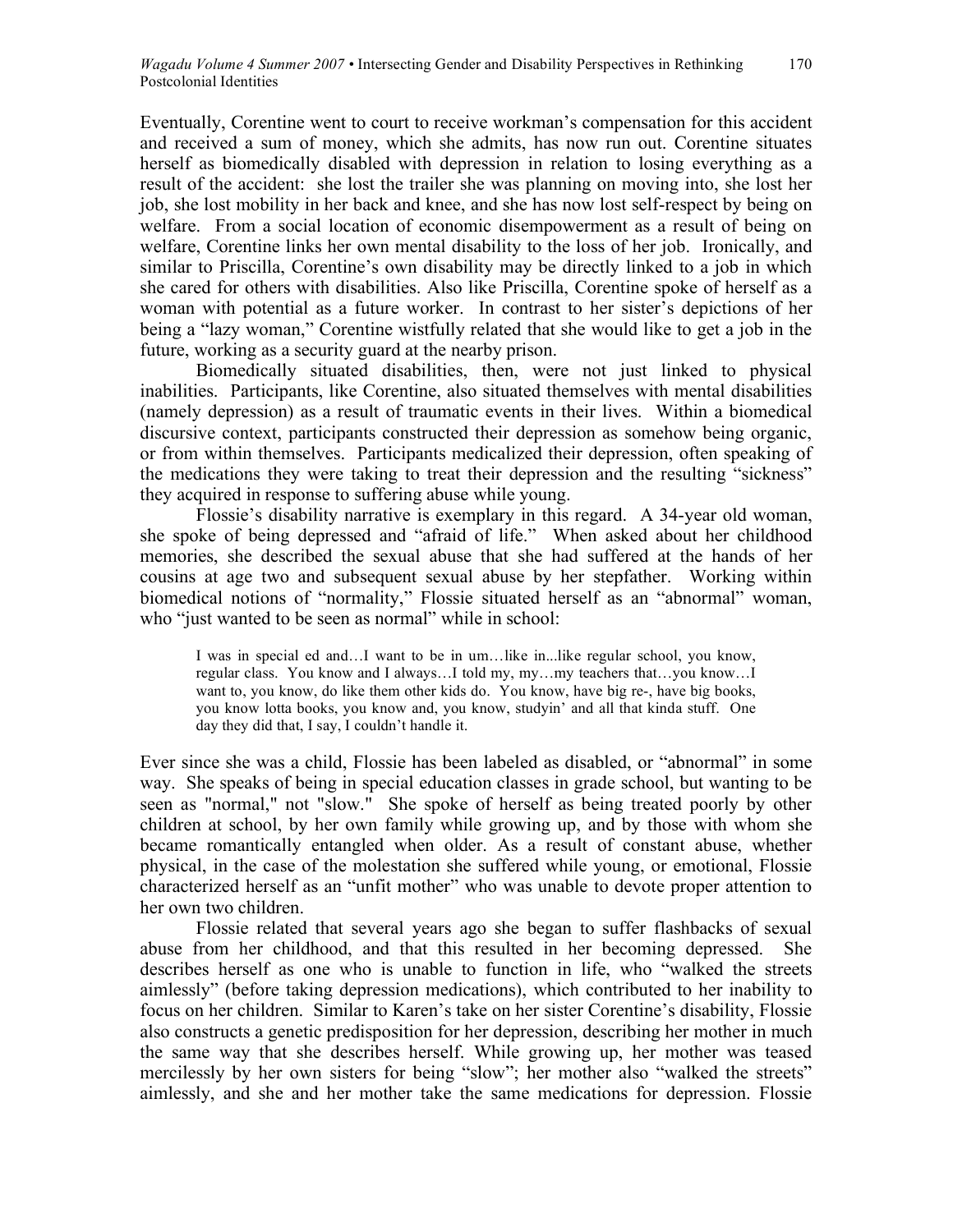Eventually, Corentine went to court to receive workman's compensation for this accident and received a sum of money, which she admits, has now run out. Corentine situates herself as biomedically disabled with depression in relation to losing everything as a result of the accident: she lost the trailer she was planning on moving into, she lost her job, she lost mobility in her back and knee, and she has now lost self-respect by being on welfare. From a social location of economic disempowerment as a result of being on welfare, Corentine links her own mental disability to the loss of her job. Ironically, and similar to Priscilla, Corentine's own disability may be directly linked to a job in which she cared for others with disabilities. Also like Priscilla, Corentine spoke of herself as a woman with potential as a future worker. In contrast to her sister's depictions of her being a "lazy woman," Corentine wistfully related that she would like to get a job in the future, working as a security guard at the nearby prison.

Biomedically situated disabilities, then, were not just linked to physical inabilities. Participants, like Corentine, also situated themselves with mental disabilities (namely depression) as a result of traumatic events in their lives. Within a biomedical discursive context, participants constructed their depression as somehow being organic, or from within themselves. Participants medicalized their depression, often speaking of the medications they were taking to treat their depression and the resulting "sickness" they acquired in response to suffering abuse while young.

Flossie's disability narrative is exemplary in this regard. A 34-year old woman, she spoke of being depressed and "afraid of life." When asked about her childhood memories, she described the sexual abuse that she had suffered at the hands of her cousins at age two and subsequent sexual abuse by her stepfather. Working within biomedical notions of "normality," Flossie situated herself as an "abnormal" woman, who "just wanted to be seen as normal" while in school:

> I was in special ed and…I want to be in um…like in...like regular school, you know, regular class. You know and I always…I told my, my…my teachers that…you know…I want to, you know, do like them other kids do. You know, have big re-, have big books, you know lotta books, you know and, you know, studyin' and all that kinda stuff. One day they did that, I say, I couldn't handle it.

Ever since she was a child, Flossie has been labeled as disabled, or "abnormal" in some way. She speaks of being in special education classes in grade school, but wanting to be seen as "normal," not "slow." She spoke of herself as being treated poorly by other children at school, by her own family while growing up, and by those with whom she became romantically entangled when older. As a result of constant abuse, whether physical, in the case of the molestation she suffered while young, or emotional, Flossie characterized herself as an "unfit mother" who was unable to devote proper attention to her own two children.

Flossie related that several years ago she began to suffer flashbacks of sexual abuse from her childhood, and that this resulted in her becoming depressed. She describes herself as one who is unable to function in life, who "walked the streets aimlessly" (before taking depression medications), which contributed to her inability to focus on her children. Similar to Karen's take on her sister Corentine's disability, Flossie also constructs a genetic predisposition for her depression, describing her mother in much the same way that she describes herself. While growing up, her mother was teased mercilessly by her own sisters for being "slow"; her mother also "walked the streets" aimlessly, and she and her mother take the same medications for depression. Flossie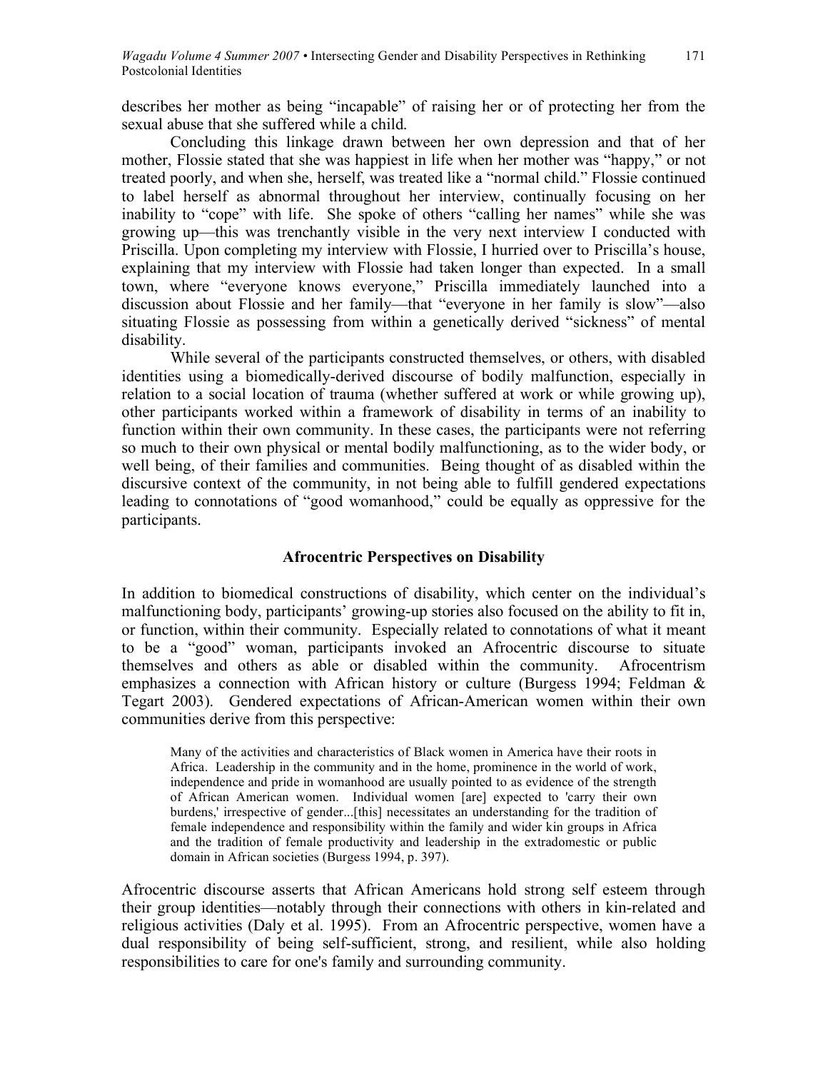describes her mother as being "incapable" of raising her or of protecting her from the sexual abuse that she suffered while a child.

Concluding this linkage drawn between her own depression and that of her mother, Flossie stated that she was happiest in life when her mother was "happy," or not treated poorly, and when she, herself, was treated like a "normal child." Flossie continued to label herself as abnormal throughout her interview, continually focusing on her inability to "cope" with life. She spoke of others "calling her names" while she was growing up—this was trenchantly visible in the very next interview I conducted with Priscilla. Upon completing my interview with Flossie, I hurried over to Priscilla's house, explaining that my interview with Flossie had taken longer than expected. In a small town, where "everyone knows everyone," Priscilla immediately launched into a discussion about Flossie and her family—that "everyone in her family is slow"—also situating Flossie as possessing from within a genetically derived "sickness" of mental disability.

While several of the participants constructed themselves, or others, with disabled identities using a biomedically-derived discourse of bodily malfunction, especially in relation to a social location of trauma (whether suffered at work or while growing up), other participants worked within a framework of disability in terms of an inability to function within their own community. In these cases, the participants were not referring so much to their own physical or mental bodily malfunctioning, as to the wider body, or well being, of their families and communities. Being thought of as disabled within the discursive context of the community, in not being able to fulfill gendered expectations leading to connotations of "good womanhood," could be equally as oppressive for the participants.

### Afrocentric Perspectives on Disability

In addition to biomedical constructions of disability, which center on the individual's malfunctioning body, participants' growing-up stories also focused on the ability to fit in, or function, within their community. Especially related to connotations of what it meant to be a "good" woman, participants invoked an Afrocentric discourse to situate themselves and others as able or disabled within the community. Afrocentrism emphasizes a connection with African history or culture (Burgess 1994; Feldman & Tegart 2003). Gendered expectations of African-American women within their own communities derive from this perspective:

> Many of the activities and characteristics of Black women in America have their roots in Africa. Leadership in the community and in the home, prominence in the world of work, independence and pride in womanhood are usually pointed to as evidence of the strength of African American women. Individual women [are] expected to 'carry their own burdens,' irrespective of gender...[this] necessitates an understanding for the tradition of female independence and responsibility within the family and wider kin groups in Africa and the tradition of female productivity and leadership in the extradomestic or public domain in African societies (Burgess 1994, p. 397).

Afrocentric discourse asserts that African Americans hold strong self esteem through their group identities—notably through their connections with others in kin-related and religious activities (Daly et al. 1995). From an Afrocentric perspective, women have a dual responsibility of being self-sufficient, strong, and resilient, while also holding responsibilities to care for one's family and surrounding community.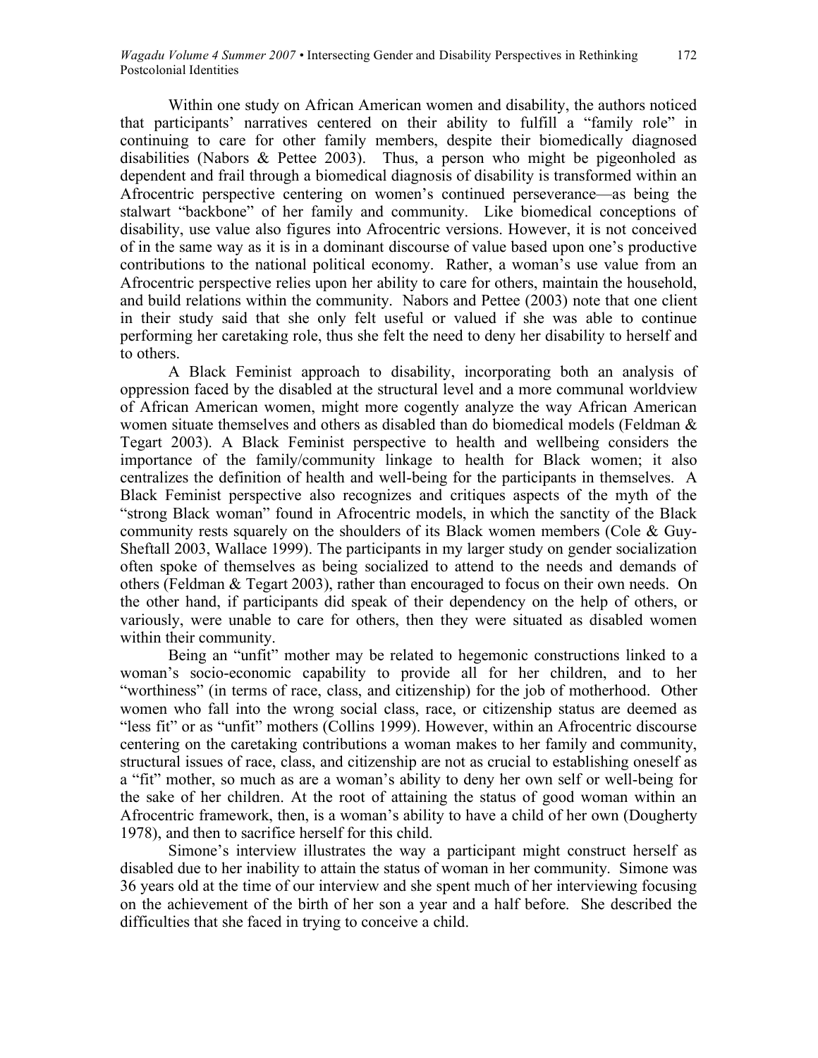Within one study on African American women and disability, the authors noticed that participants' narratives centered on their ability to fulfill a "family role" in continuing to care for other family members, despite their biomedically diagnosed disabilities (Nabors & Pettee 2003). Thus, a person who might be pigeonholed as dependent and frail through a biomedical diagnosis of disability is transformed within an Afrocentric perspective centering on women's continued perseverance—as being the stalwart "backbone" of her family and community. Like biomedical conceptions of disability, use value also figures into Afrocentric versions. However, it is not conceived of in the same way as it is in a dominant discourse of value based upon one's productive contributions to the national political economy. Rather, a woman's use value from an Afrocentric perspective relies upon her ability to care for others, maintain the household, and build relations within the community. Nabors and Pettee (2003) note that one client in their study said that she only felt useful or valued if she was able to continue performing her caretaking role, thus she felt the need to deny her disability to herself and to others.

A Black Feminist approach to disability, incorporating both an analysis of oppression faced by the disabled at the structural level and a more communal worldview of African American women, might more cogently analyze the way African American women situate themselves and others as disabled than do biomedical models (Feldman & Tegart 2003). A Black Feminist perspective to health and wellbeing considers the importance of the family/community linkage to health for Black women; it also centralizes the definition of health and well-being for the participants in themselves. A Black Feminist perspective also recognizes and critiques aspects of the myth of the "strong Black woman" found in Afrocentric models, in which the sanctity of the Black community rests squarely on the shoulders of its Black women members (Cole & Guy-Sheftall 2003, Wallace 1999). The participants in my larger study on gender socialization often spoke of themselves as being socialized to attend to the needs and demands of others (Feldman & Tegart 2003), rather than encouraged to focus on their own needs. On the other hand, if participants did speak of their dependency on the help of others, or variously, were unable to care for others, then they were situated as disabled women within their community.

Being an "unfit" mother may be related to hegemonic constructions linked to a woman's socio-economic capability to provide all for her children, and to her "worthiness" (in terms of race, class, and citizenship) for the job of motherhood. Other women who fall into the wrong social class, race, or citizenship status are deemed as "less fit" or as "unfit" mothers (Collins 1999). However, within an Afrocentric discourse centering on the caretaking contributions a woman makes to her family and community, structural issues of race, class, and citizenship are not as crucial to establishing oneself as a "fit" mother, so much as are a woman's ability to deny her own self or well-being for the sake of her children. At the root of attaining the status of good woman within an Afrocentric framework, then, is a woman's ability to have a child of her own (Dougherty 1978), and then to sacrifice herself for this child.

Simone's interview illustrates the way a participant might construct herself as disabled due to her inability to attain the status of woman in her community. Simone was 36 years old at the time of our interview and she spent much of her interviewing focusing on the achievement of the birth of her son a year and a half before. She described the difficulties that she faced in trying to conceive a child.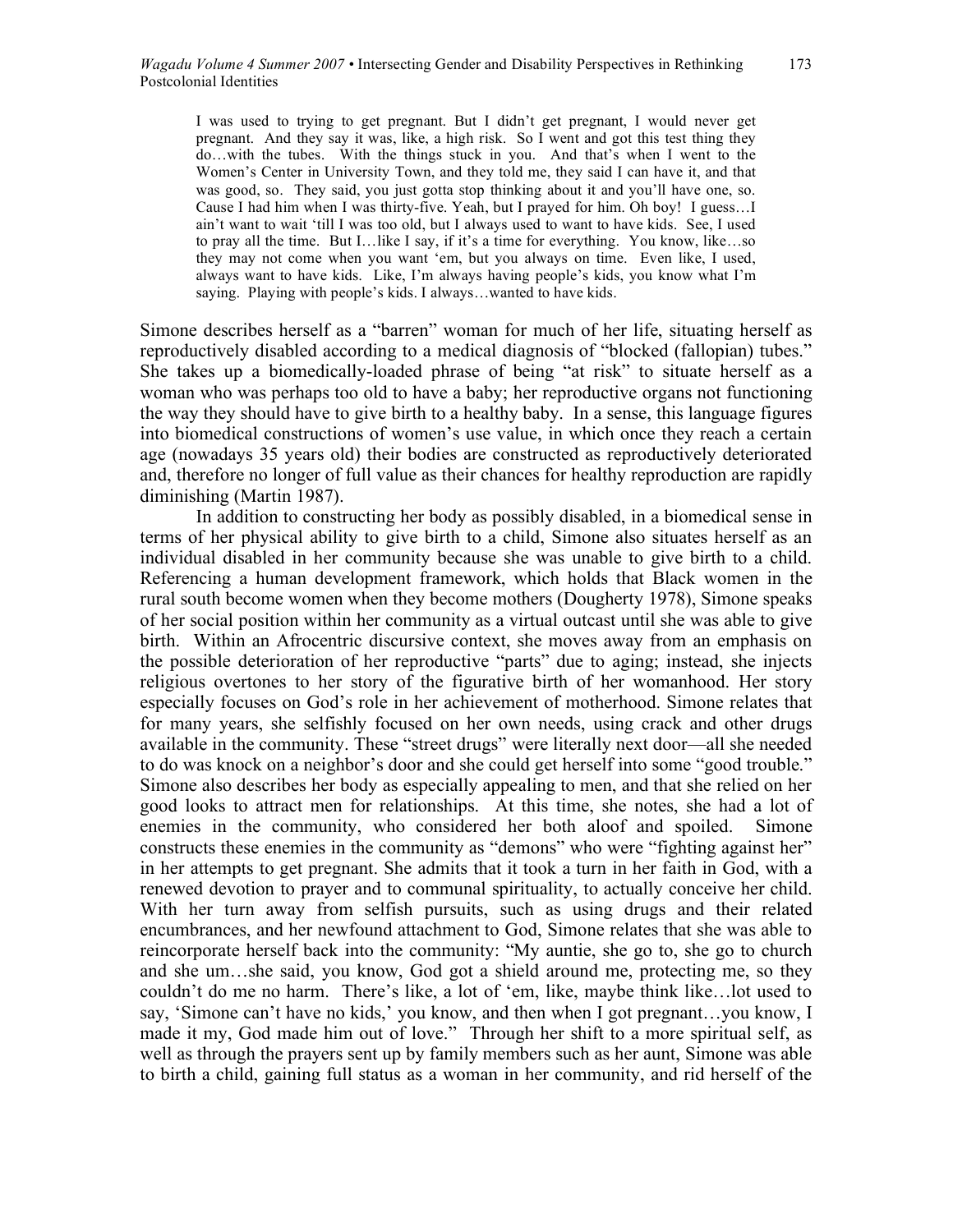> I was used to trying to get pregnant. But I didn't get pregnant, I would never get pregnant. And they say it was, like, a high risk. So I went and got this test thing they do…with the tubes. With the things stuck in you. And that's when I went to the Women's Center in University Town, and they told me, they said I can have it, and that was good, so. They said, you just gotta stop thinking about it and you'll have one, so. Cause I had him when I was thirty-five. Yeah, but I prayed for him. Oh boy! I guess…I ain't want to wait 'till I was too old, but I always used to want to have kids. See, I used to pray all the time. But I…like I say, if it's a time for everything. You know, like…so they may not come when you want 'em, but you always on time. Even like, I used, always want to have kids. Like, I'm always having people's kids, you know what I'm saying. Playing with people's kids. I always…wanted to have kids.

Simone describes herself as a "barren" woman for much of her life, situating herself as reproductively disabled according to a medical diagnosis of "blocked (fallopian) tubes." She takes up a biomedically-loaded phrase of being "at risk" to situate herself as a woman who was perhaps too old to have a baby; her reproductive organs not functioning the way they should have to give birth to a healthy baby. In a sense, this language figures into biomedical constructions of women's use value, in which once they reach a certain age (nowadays 35 years old) their bodies are constructed as reproductively deteriorated and, therefore no longer of full value as their chances for healthy reproduction are rapidly diminishing (Martin 1987).

In addition to constructing her body as possibly disabled, in a biomedical sense in terms of her physical ability to give birth to a child, Simone also situates herself as an individual disabled in her community because she was unable to give birth to a child. Referencing a human development framework, which holds that Black women in the rural south become women when they become mothers (Dougherty 1978), Simone speaks of her social position within her community as a virtual outcast until she was able to give birth. Within an Afrocentric discursive context, she moves away from an emphasis on the possible deterioration of her reproductive "parts" due to aging; instead, she injects religious overtones to her story of the figurative birth of her womanhood. Her story especially focuses on God's role in her achievement of motherhood. Simone relates that for many years, she selfishly focused on her own needs, using crack and other drugs available in the community. These "street drugs" were literally next door—all she needed to do was knock on a neighbor's door and she could get herself into some "good trouble." Simone also describes her body as especially appealing to men, and that she relied on her good looks to attract men for relationships. At this time, she notes, she had a lot of enemies in the community, who considered her both aloof and spoiled. Simone constructs these enemies in the community as "demons" who were "fighting against her" in her attempts to get pregnant. She admits that it took a turn in her faith in God, with a renewed devotion to prayer and to communal spirituality, to actually conceive her child. With her turn away from selfish pursuits, such as using drugs and their related encumbrances, and her newfound attachment to God, Simone relates that she was able to reincorporate herself back into the community: "My auntie, she go to, she go to church and she um…she said, you know, God got a shield around me, protecting me, so they couldn't do me no harm. There's like, a lot of 'em, like, maybe think like…lot used to say, 'Simone can't have no kids,' you know, and then when I got pregnant…you know, I made it my, God made him out of love." Through her shift to a more spiritual self, as well as through the prayers sent up by family members such as her aunt, Simone was able to birth a child, gaining full status as a woman in her community, and rid herself of the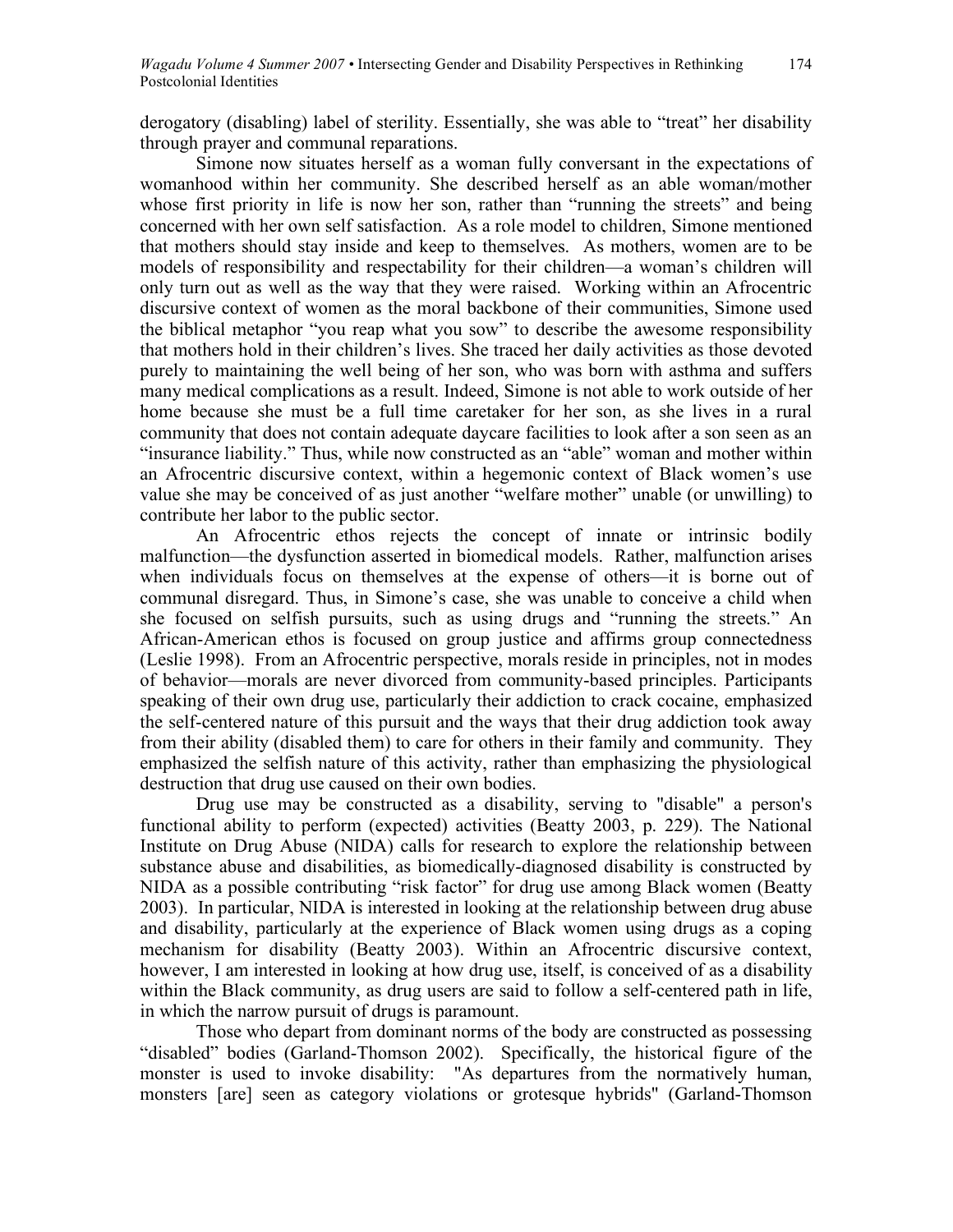derogatory (disabling) label of sterility. Essentially, she was able to "treat" her disability through prayer and communal reparations.

Simone now situates herself as a woman fully conversant in the expectations of womanhood within her community. She described herself as an able woman/mother whose first priority in life is now her son, rather than "running the streets" and being concerned with her own self satisfaction. As a role model to children, Simone mentioned that mothers should stay inside and keep to themselves. As mothers, women are to be models of responsibility and respectability for their children—a woman's children will only turn out as well as the way that they were raised. Working within an Afrocentric discursive context of women as the moral backbone of their communities, Simone used the biblical metaphor "you reap what you sow" to describe the awesome responsibility that mothers hold in their children's lives. She traced her daily activities as those devoted purely to maintaining the well being of her son, who was born with asthma and suffers many medical complications as a result. Indeed, Simone is not able to work outside of her home because she must be a full time caretaker for her son, as she lives in a rural community that does not contain adequate daycare facilities to look after a son seen as an "insurance liability." Thus, while now constructed as an "able" woman and mother within an Afrocentric discursive context, within a hegemonic context of Black women's use value she may be conceived of as just another "welfare mother" unable (or unwilling) to contribute her labor to the public sector.

An Afrocentric ethos rejects the concept of innate or intrinsic bodily malfunction—the dysfunction asserted in biomedical models. Rather, malfunction arises when individuals focus on themselves at the expense of others—it is borne out of communal disregard. Thus, in Simone's case, she was unable to conceive a child when she focused on selfish pursuits, such as using drugs and "running the streets." An African-American ethos is focused on group justice and affirms group connectedness (Leslie 1998). From an Afrocentric perspective, morals reside in principles, not in modes of behavior—morals are never divorced from community-based principles. Participants speaking of their own drug use, particularly their addiction to crack cocaine, emphasized the self-centered nature of this pursuit and the ways that their drug addiction took away from their ability (disabled them) to care for others in their family and community. They emphasized the selfish nature of this activity, rather than emphasizing the physiological destruction that drug use caused on their own bodies.

Drug use may be constructed as a disability, serving to "disable" a person's functional ability to perform (expected) activities (Beatty 2003, p. 229). The National Institute on Drug Abuse (NIDA) calls for research to explore the relationship between substance abuse and disabilities, as biomedically-diagnosed disability is constructed by NIDA as a possible contributing "risk factor" for drug use among Black women (Beatty 2003). In particular, NIDA is interested in looking at the relationship between drug abuse and disability, particularly at the experience of Black women using drugs as a coping mechanism for disability (Beatty 2003). Within an Afrocentric discursive context, however, I am interested in looking at how drug use, itself, is conceived of as a disability within the Black community, as drug users are said to follow a self-centered path in life, in which the narrow pursuit of drugs is paramount.

Those who depart from dominant norms of the body are constructed as possessing "disabled" bodies (Garland-Thomson 2002). Specifically, the historical figure of the monster is used to invoke disability: "As departures from the normatively human, monsters [are] seen as category violations or grotesque hybrids" (Garland-Thomson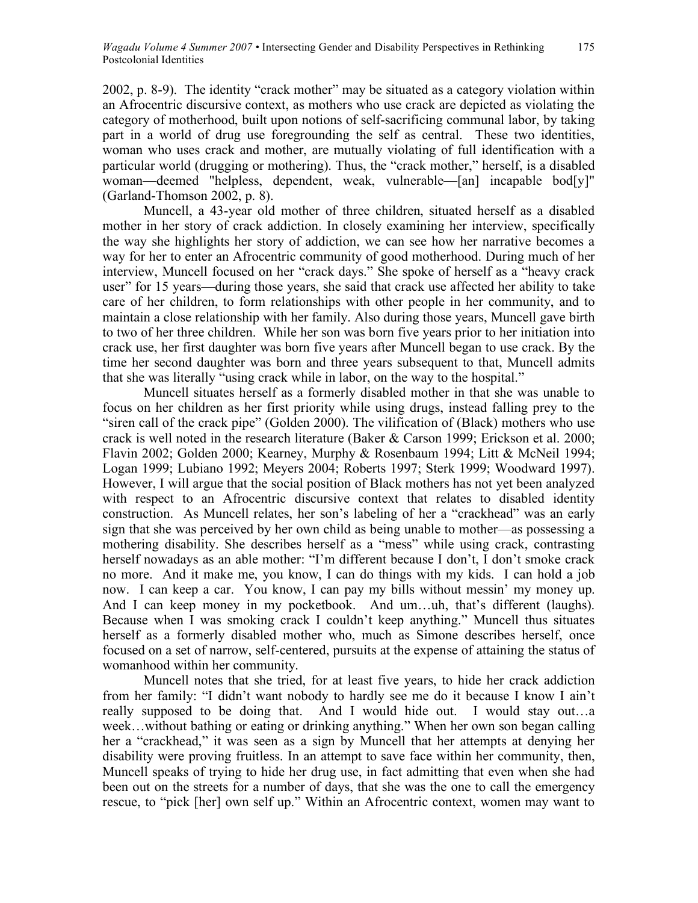2002, p. 8-9). The identity "crack mother" may be situated as a category violation within an Afrocentric discursive context, as mothers who use crack are depicted as violating the category of motherhood, built upon notions of self-sacrificing communal labor, by taking part in a world of drug use foregrounding the self as central. These two identities, woman who uses crack and mother, are mutually violating of full identification with a particular world (drugging or mothering). Thus, the "crack mother," herself, is a disabled woman—deemed "helpless, dependent, weak, vulnerable—[an] incapable bod[y]" (Garland-Thomson 2002, p. 8).

Muncell, a 43-year old mother of three children, situated herself as a disabled mother in her story of crack addiction. In closely examining her interview, specifically the way she highlights her story of addiction, we can see how her narrative becomes a way for her to enter an Afrocentric community of good motherhood. During much of her interview, Muncell focused on her "crack days." She spoke of herself as a "heavy crack user" for 15 years—during those years, she said that crack use affected her ability to take care of her children, to form relationships with other people in her community, and to maintain a close relationship with her family. Also during those years, Muncell gave birth to two of her three children. While her son was born five years prior to her initiation into crack use, her first daughter was born five years after Muncell began to use crack. By the time her second daughter was born and three years subsequent to that, Muncell admits that she was literally "using crack while in labor, on the way to the hospital."

Muncell situates herself as a formerly disabled mother in that she was unable to focus on her children as her first priority while using drugs, instead falling prey to the "siren call of the crack pipe" (Golden 2000). The vilification of (Black) mothers who use crack is well noted in the research literature (Baker & Carson 1999; Erickson et al. 2000; Flavin 2002; Golden 2000; Kearney, Murphy & Rosenbaum 1994; Litt & McNeil 1994; Logan 1999; Lubiano 1992; Meyers 2004; Roberts 1997; Sterk 1999; Woodward 1997). However, I will argue that the social position of Black mothers has not yet been analyzed with respect to an Afrocentric discursive context that relates to disabled identity construction. As Muncell relates, her son's labeling of her a "crackhead" was an early sign that she was perceived by her own child as being unable to mother—as possessing a mothering disability. She describes herself as a "mess" while using crack, contrasting herself nowadays as an able mother: "I'm different because I don't, I don't smoke crack no more. And it make me, you know, I can do things with my kids. I can hold a job now. I can keep a car. You know, I can pay my bills without messin' my money up. And I can keep money in my pocketbook. And um…uh, that's different (laughs). Because when I was smoking crack I couldn't keep anything." Muncell thus situates herself as a formerly disabled mother who, much as Simone describes herself, once focused on a set of narrow, self-centered, pursuits at the expense of attaining the status of womanhood within her community.

Muncell notes that she tried, for at least five years, to hide her crack addiction from her family: "I didn't want nobody to hardly see me do it because I know I ain't really supposed to be doing that. And I would hide out. I would stay out…a week…without bathing or eating or drinking anything." When her own son began calling her a "crackhead," it was seen as a sign by Muncell that her attempts at denying her disability were proving fruitless. In an attempt to save face within her community, then, Muncell speaks of trying to hide her drug use, in fact admitting that even when she had been out on the streets for a number of days, that she was the one to call the emergency rescue, to "pick [her] own self up." Within an Afrocentric context, women may want to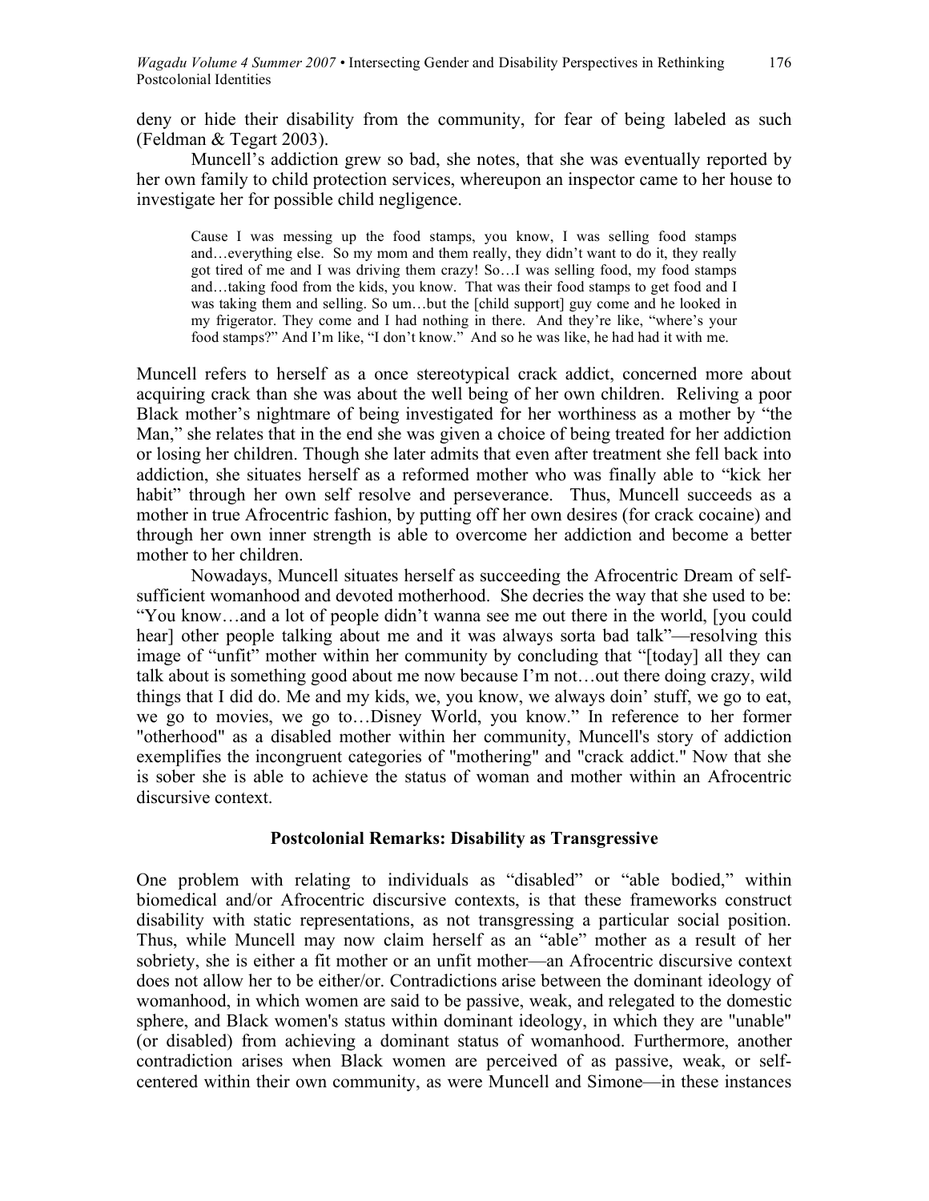deny or hide their disability from the community, for fear of being labeled as such (Feldman & Tegart 2003).

Muncell's addiction grew so bad, she notes, that she was eventually reported by her own family to child protection services, whereupon an inspector came to her house to investigate her for possible child negligence.

> Cause I was messing up the food stamps, you know, I was selling food stamps and…everything else. So my mom and them really, they didn't want to do it, they really got tired of me and I was driving them crazy! So…I was selling food, my food stamps and…taking food from the kids, you know. That was their food stamps to get food and I was taking them and selling. So um…but the [child support] guy come and he looked in my frigerator. They come and I had nothing in there. And they're like, "where's your food stamps?" And I'm like, "I don't know." And so he was like, he had had it with me.

Muncell refers to herself as a once stereotypical crack addict, concerned more about acquiring crack than she was about the well being of her own children. Reliving a poor Black mother's nightmare of being investigated for her worthiness as a mother by "the Man," she relates that in the end she was given a choice of being treated for her addiction or losing her children. Though she later admits that even after treatment she fell back into addiction, she situates herself as a reformed mother who was finally able to "kick her habit" through her own self resolve and perseverance. Thus, Muncell succeeds as a mother in true Afrocentric fashion, by putting off her own desires (for crack cocaine) and through her own inner strength is able to overcome her addiction and become a better mother to her children.

Nowadays, Muncell situates herself as succeeding the Afrocentric Dream of self-sufficient womanhood and devoted motherhood. She decries the way that she used to be: "You know…and a lot of people didn't wanna see me out there in the world, [you could hear] other people talking about me and it was always sorta bad talk"—resolving this image of "unfit" mother within her community by concluding that "[today] all they can talk about is something good about me now because I'm not…out there doing crazy, wild things that I did do. Me and my kids, we, you know, we always doin' stuff, we go to eat, we go to movies, we go to…Disney World, you know." In reference to her former "otherhood" as a disabled mother within her community, Muncell's story of addiction exemplifies the incongruent categories of "mothering" and "crack addict." Now that she is sober she is able to achieve the status of woman and mother within an Afrocentric discursive context.

## Postcolonial Remarks: Disability as Transgressive

One problem with relating to individuals as "disabled" or "able bodied," within biomedical and/or Afrocentric discursive contexts, is that these frameworks construct disability with static representations, as not transgressing a particular social position. Thus, while Muncell may now claim herself as an "able" mother as a result of her sobriety, she is either a fit mother or an unfit mother—an Afrocentric discursive context does not allow her to be either/or. Contradictions arise between the dominant ideology of womanhood, in which women are said to be passive, weak, and relegated to the domestic sphere, and Black women's status within dominant ideology, in which they are "unable" (or disabled) from achieving a dominant status of womanhood. Furthermore, another contradiction arises when Black women are perceived of as passive, weak, or self-centered within their own community, as were Muncell and Simone—in these instances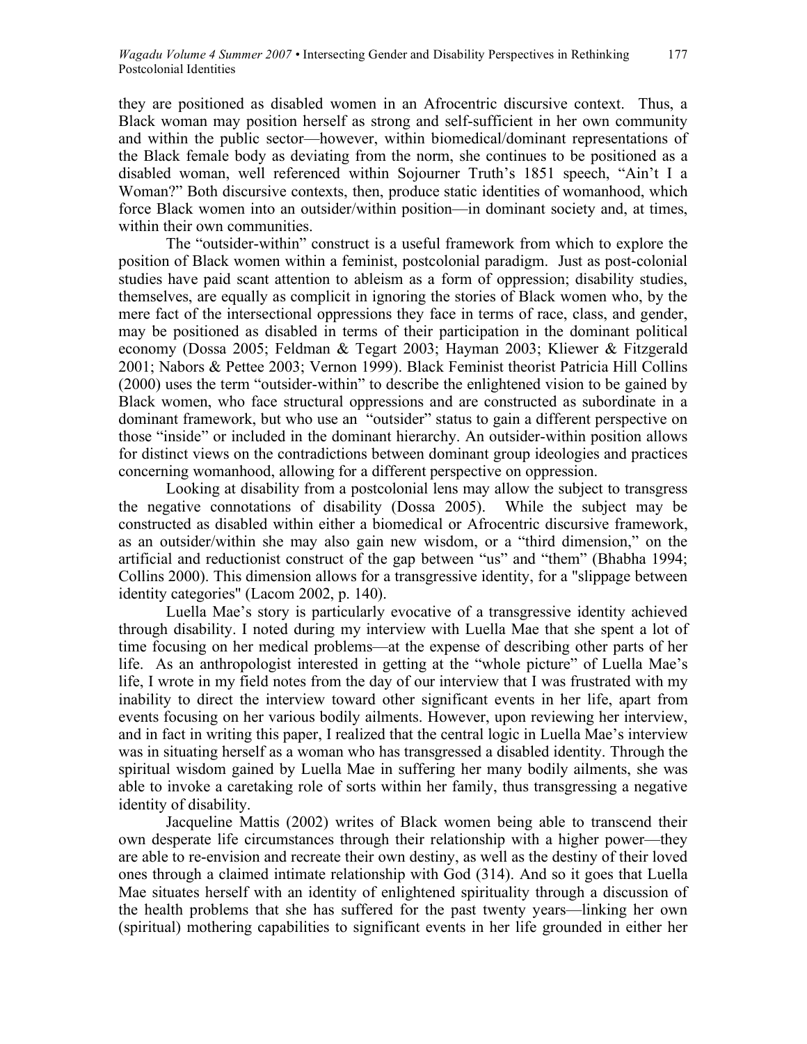they are positioned as disabled women in an Afrocentric discursive context. Thus, a Black woman may position herself as strong and self-sufficient in her own community and within the public sector—however, within biomedical/dominant representations of the Black female body as deviating from the norm, she continues to be positioned as a disabled woman, well referenced within Sojourner Truth's 1851 speech, "Ain't I a Woman?" Both discursive contexts, then, produce static identities of womanhood, which force Black women into an outsider/within position—in dominant society and, at times, within their own communities.

The "outsider-within" construct is a useful framework from which to explore the position of Black women within a feminist, postcolonial paradigm. Just as post-colonial studies have paid scant attention to ableism as a form of oppression; disability studies, themselves, are equally as complicit in ignoring the stories of Black women who, by the mere fact of the intersectional oppressions they face in terms of race, class, and gender, may be positioned as disabled in terms of their participation in the dominant political economy (Dossa 2005; Feldman & Tegart 2003; Hayman 2003; Kliewer & Fitzgerald 2001; Nabors & Pettee 2003; Vernon 1999). Black Feminist theorist Patricia Hill Collins (2000) uses the term "outsider-within" to describe the enlightened vision to be gained by Black women, who face structural oppressions and are constructed as subordinate in a dominant framework, but who use an "outsider" status to gain a different perspective on those "inside" or included in the dominant hierarchy. An outsider-within position allows for distinct views on the contradictions between dominant group ideologies and practices concerning womanhood, allowing for a different perspective on oppression.

Looking at disability from a postcolonial lens may allow the subject to transgress the negative connotations of disability (Dossa 2005). While the subject may be constructed as disabled within either a biomedical or Afrocentric discursive framework, as an outsider/within she may also gain new wisdom, or a "third dimension," on the artificial and reductionist construct of the gap between "us" and "them" (Bhabha 1994; Collins 2000). This dimension allows for a transgressive identity, for a "slippage between identity categories" (Lacom 2002, p. 140).

Luella Mae's story is particularly evocative of a transgressive identity achieved through disability. I noted during my interview with Luella Mae that she spent a lot of time focusing on her medical problems—at the expense of describing other parts of her life. As an anthropologist interested in getting at the "whole picture" of Luella Mae's life, I wrote in my field notes from the day of our interview that I was frustrated with my inability to direct the interview toward other significant events in her life, apart from events focusing on her various bodily ailments. However, upon reviewing her interview, and in fact in writing this paper, I realized that the central logic in Luella Mae's interview was in situating herself as a woman who has transgressed a disabled identity. Through the spiritual wisdom gained by Luella Mae in suffering her many bodily ailments, she was able to invoke a caretaking role of sorts within her family, thus transgressing a negative identity of disability.

Jacqueline Mattis (2002) writes of Black women being able to transcend their own desperate life circumstances through their relationship with a higher power—they are able to re-envision and recreate their own destiny, as well as the destiny of their loved ones through a claimed intimate relationship with God (314). And so it goes that Luella Mae situates herself with an identity of enlightened spirituality through a discussion of the health problems that she has suffered for the past twenty years—linking her own (spiritual) mothering capabilities to significant events in her life grounded in either her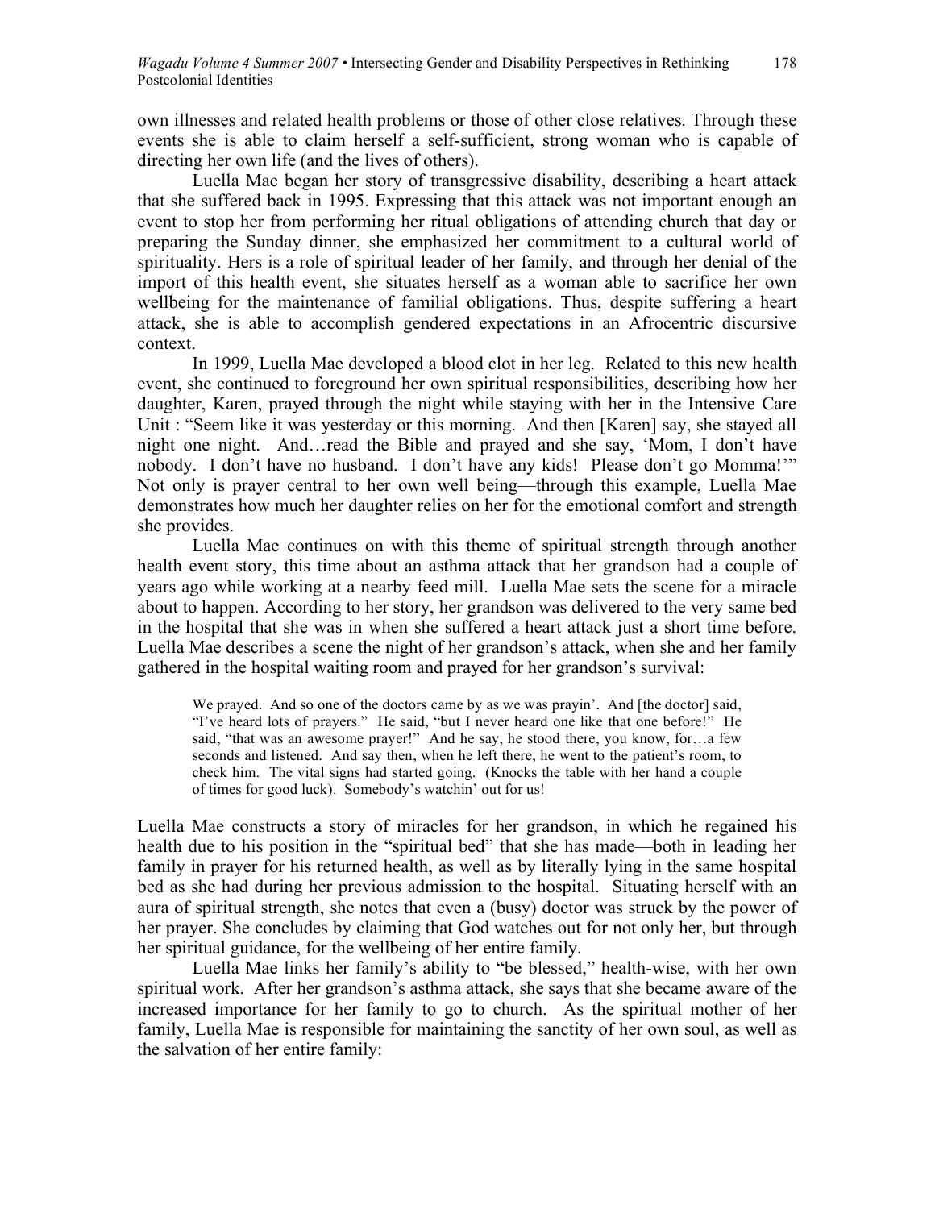own illnesses and related health problems or those of other close relatives. Through these events she is able to claim herself a self-sufficient, strong woman who is capable of directing her own life (and the lives of others).

Luella Mae began her story of transgressive disability, describing a heart attack that she suffered back in 1995. Expressing that this attack was not important enough an event to stop her from performing her ritual obligations of attending church that day or preparing the Sunday dinner, she emphasized her commitment to a cultural world of spirituality. Hers is a role of spiritual leader of her family, and through her denial of the import of this health event, she situates herself as a woman able to sacrifice her own wellbeing for the maintenance of familial obligations. Thus, despite suffering a heart attack, she is able to accomplish gendered expectations in an Afrocentric discursive context.

In 1999, Luella Mae developed a blood clot in her leg. Related to this new health event, she continued to foreground her own spiritual responsibilities, describing how her daughter, Karen, prayed through the night while staying with her in the Intensive Care Unit : "Seem like it was yesterday or this morning. And then [Karen] say, she stayed all night one night. And…read the Bible and prayed and she say, 'Mom, I don't have nobody. I don't have no husband. I don't have any kids! Please don't go Momma!'" Not only is prayer central to her own well being—through this example, Luella Mae demonstrates how much her daughter relies on her for the emotional comfort and strength she provides.

Luella Mae continues on with this theme of spiritual strength through another health event story, this time about an asthma attack that her grandson had a couple of years ago while working at a nearby feed mill. Luella Mae sets the scene for a miracle about to happen. According to her story, her grandson was delivered to the very same bed in the hospital that she was in when she suffered a heart attack just a short time before. Luella Mae describes a scene the night of her grandson's attack, when she and her family gathered in the hospital waiting room and prayed for her grandson's survival:

> We prayed. And so one of the doctors came by as we was prayin'. And [the doctor] said, "I've heard lots of prayers." He said, "but I never heard one like that one before!" He said, "that was an awesome prayer!" And he say, he stood there, you know, for…a few seconds and listened. And say then, when he left there, he went to the patient's room, to check him. The vital signs had started going. (Knocks the table with her hand a couple of times for good luck). Somebody's watchin' out for us!

Luella Mae constructs a story of miracles for her grandson, in which he regained his health due to his position in the "spiritual bed" that she has made—both in leading her family in prayer for his returned health, as well as by literally lying in the same hospital bed as she had during her previous admission to the hospital. Situating herself with an aura of spiritual strength, she notes that even a (busy) doctor was struck by the power of her prayer. She concludes by claiming that God watches out for not only her, but through her spiritual guidance, for the wellbeing of her entire family.

Luella Mae links her family's ability to "be blessed," health-wise, with her own spiritual work. After her grandson's asthma attack, she says that she became aware of the increased importance for her family to go to church. As the spiritual mother of her family, Luella Mae is responsible for maintaining the sanctity of her own soul, as well as the salvation of her entire family: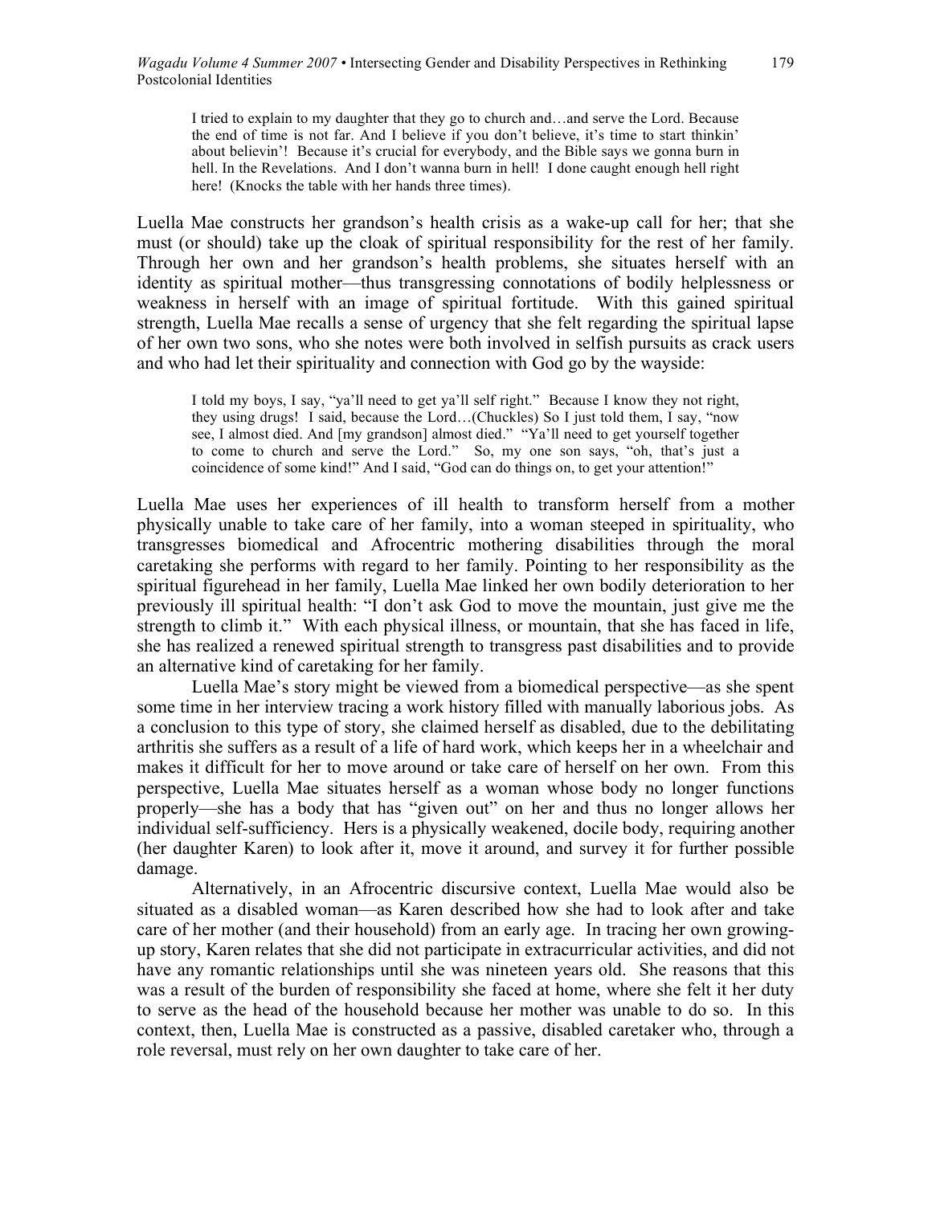> I tried to explain to my daughter that they go to church and…and serve the Lord. Because the end of time is not far. And I believe if you don't believe, it's time to start thinkin' about believin'! Because it's crucial for everybody, and the Bible says we gonna burn in hell. In the Revelations. And I don't wanna burn in hell! I done caught enough hell right here! (Knocks the table with her hands three times).

Luella Mae constructs her grandson's health crisis as a wake-up call for her; that she must (or should) take up the cloak of spiritual responsibility for the rest of her family. Through her own and her grandson's health problems, she situates herself with an identity as spiritual mother—thus transgressing connotations of bodily helplessness or weakness in herself with an image of spiritual fortitude. With this gained spiritual strength, Luella Mae recalls a sense of urgency that she felt regarding the spiritual lapse of her own two sons, who she notes were both involved in selfish pursuits as crack users and who had let their spirituality and connection with God go by the wayside:

> I told my boys, I say, "ya'll need to get ya'll self right." Because I know they not right, they using drugs! I said, because the Lord…(Chuckles) So I just told them, I say, "now see, I almost died. And [my grandson] almost died." "Ya'll need to get yourself together to come to church and serve the Lord." So, my one son says, "oh, that's just a coincidence of some kind!" And I said, "God can do things on, to get your attention!"

Luella Mae uses her experiences of ill health to transform herself from a mother physically unable to take care of her family, into a woman steeped in spirituality, who transgresses biomedical and Afrocentric mothering disabilities through the moral caretaking she performs with regard to her family. Pointing to her responsibility as the spiritual figurehead in her family, Luella Mae linked her own bodily deterioration to her previously ill spiritual health: "I don't ask God to move the mountain, just give me the strength to climb it." With each physical illness, or mountain, that she has faced in life, she has realized a renewed spiritual strength to transgress past disabilities and to provide an alternative kind of caretaking for her family.

Luella Mae's story might be viewed from a biomedical perspective—as she spent some time in her interview tracing a work history filled with manually laborious jobs. As a conclusion to this type of story, she claimed herself as disabled, due to the debilitating arthritis she suffers as a result of a life of hard work, which keeps her in a wheelchair and makes it difficult for her to move around or take care of herself on her own. From this perspective, Luella Mae situates herself as a woman whose body no longer functions properly—she has a body that has "given out" on her and thus no longer allows her individual self-sufficiency. Hers is a physically weakened, docile body, requiring another (her daughter Karen) to look after it, move it around, and survey it for further possible damage.

Alternatively, in an Afrocentric discursive context, Luella Mae would also be situated as a disabled woman—as Karen described how she had to look after and take care of her mother (and their household) from an early age. In tracing her own growing-up story, Karen relates that she did not participate in extracurricular activities, and did not have any romantic relationships until she was nineteen years old. She reasons that this was a result of the burden of responsibility she faced at home, where she felt it her duty to serve as the head of the household because her mother was unable to do so. In this context, then, Luella Mae is constructed as a passive, disabled caretaker who, through a role reversal, must rely on her own daughter to take care of her.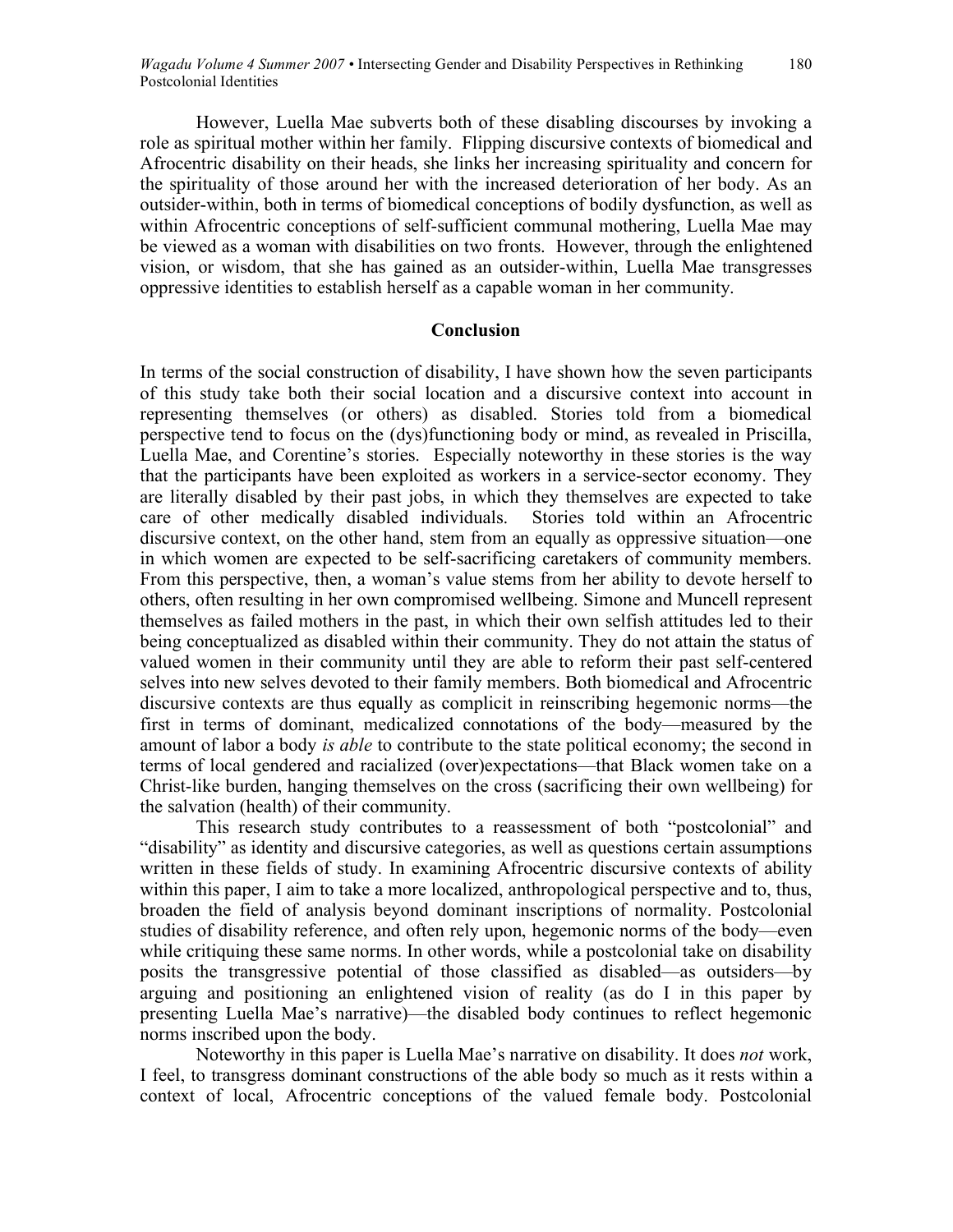However, Luella Mae subverts both of these disabling discourses by invoking a role as spiritual mother within her family. Flipping discursive contexts of biomedical and Afrocentric disability on their heads, she links her increasing spirituality and concern for the spirituality of those around her with the increased deterioration of her body. As an outsider-within, both in terms of biomedical conceptions of bodily dysfunction, as well as within Afrocentric conceptions of self-sufficient communal mothering, Luella Mae may be viewed as a woman with disabilities on two fronts. However, through the enlightened vision, or wisdom, that she has gained as an outsider-within, Luella Mae transgresses oppressive identities to establish herself as a capable woman in her community.

## Conclusion

In terms of the social construction of disability, I have shown how the seven participants of this study take both their social location and a discursive context into account in representing themselves (or others) as disabled. Stories told from a biomedical perspective tend to focus on the (dys)functioning body or mind, as revealed in Priscilla, Luella Mae, and Corentine's stories. Especially noteworthy in these stories is the way that the participants have been exploited as workers in a service-sector economy. They are literally disabled by their past jobs, in which they themselves are expected to take care of other medically disabled individuals. Stories told within an Afrocentric discursive context, on the other hand, stem from an equally as oppressive situation—one in which women are expected to be self-sacrificing caretakers of community members. From this perspective, then, a woman's value stems from her ability to devote herself to others, often resulting in her own compromised wellbeing. Simone and Muncell represent themselves as failed mothers in the past, in which their own selfish attitudes led to their being conceptualized as disabled within their community. They do not attain the status of valued women in their community until they are able to reform their past self-centered selves into new selves devoted to their family members. Both biomedical and Afrocentric discursive contexts are thus equally as complicit in reinscribing hegemonic norms—the first in terms of dominant, medicalized connotations of the body—measured by the amount of labor a body *is able* to contribute to the state political economy; the second in terms of local gendered and racialized (over)expectations—that Black women take on a Christ-like burden, hanging themselves on the cross (sacrificing their own wellbeing) for the salvation (health) of their community.

This research study contributes to a reassessment of both "postcolonial" and "disability" as identity and discursive categories, as well as questions certain assumptions written in these fields of study. In examining Afrocentric discursive contexts of ability within this paper, I aim to take a more localized, anthropological perspective and to, thus, broaden the field of analysis beyond dominant inscriptions of normality. Postcolonial studies of disability reference, and often rely upon, hegemonic norms of the body—even while critiquing these same norms. In other words, while a postcolonial take on disability posits the transgressive potential of those classified as disabled—as outsiders—by arguing and positioning an enlightened vision of reality (as do I in this paper by presenting Luella Mae's narrative)—the disabled body continues to reflect hegemonic norms inscribed upon the body.

Noteworthy in this paper is Luella Mae's narrative on disability. It does *not* work, I feel, to transgress dominant constructions of the able body so much as it rests within a context of local, Afrocentric conceptions of the valued female body. Postcolonial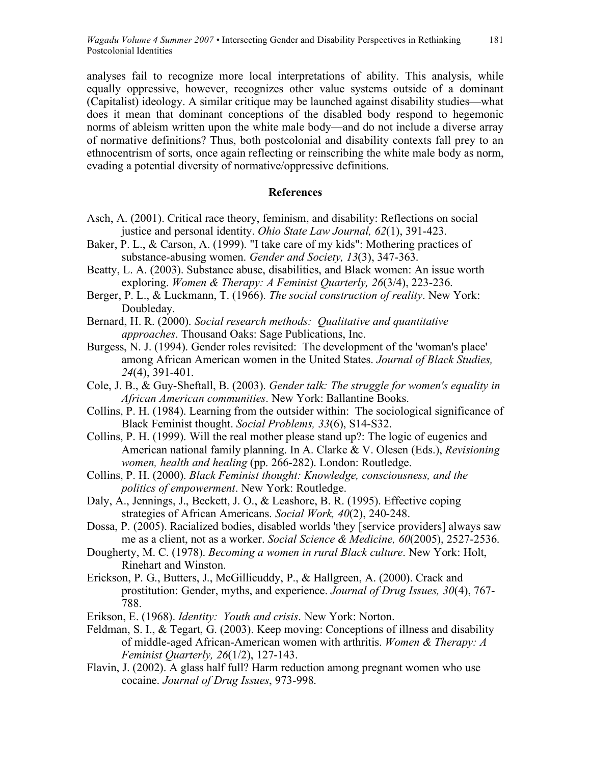analyses fail to recognize more local interpretations of ability. This analysis, while equally oppressive, however, recognizes other value systems outside of a dominant (Capitalist) ideology. A similar critique may be launched against disability studies—what does it mean that dominant conceptions of the disabled body respond to hegemonic norms of ableism written upon the white male body—and do not include a diverse array of normative definitions? Thus, both postcolonial and disability contexts fall prey to an ethnocentrism of sorts, once again reflecting or reinscribing the white male body as norm, evading a potential diversity of normative/oppressive definitions.

## References

Asch, A. (2001). Critical race theory, feminism, and disability: Reflections on social justice and personal identity. *Ohio State Law Journal, 62*(1), 391-423.

Baker, P. L., & Carson, A. (1999). "I take care of my kids": Mothering practices of substance-abusing women. *Gender and Society, 13*(3), 347-363.

Beatty, L. A. (2003). Substance abuse, disabilities, and Black women: An issue worth exploring. *Women & Therapy: A Feminist Quarterly, 26*(3/4), 223-236.

Berger, P. L., & Luckmann, T. (1966). *The social construction of reality*. New York: Doubleday.

Bernard, H. R. (2000). *Social research methods: Qualitative and quantitative approaches*. Thousand Oaks: Sage Publications, Inc.

Burgess, N. J. (1994). Gender roles revisited: The development of the 'woman's place' among African American women in the United States. *Journal of Black Studies, 24*(4), 391-401.

Cole, J. B., & Guy-Sheftall, B. (2003). *Gender talk: The struggle for women's equality in African American communities*. New York: Ballantine Books.

Collins, P. H. (1984). Learning from the outsider within: The sociological significance of Black Feminist thought. *Social Problems, 33*(6), S14-S32.

Collins, P. H. (1999). Will the real mother please stand up?: The logic of eugenics and American national family planning. In A. Clarke & V. Olesen (Eds.), *Revisioning women, health and healing* (pp. 266-282). London: Routledge.

Collins, P. H. (2000). *Black Feminist thought: Knowledge, consciousness, and the politics of empowerment*. New York: Routledge.

Daly, A., Jennings, J., Beckett, J. O., & Leashore, B. R. (1995). Effective coping strategies of African Americans. *Social Work, 40*(2), 240-248.

Dossa, P. (2005). Racialized bodies, disabled worlds 'they [service providers] always saw me as a client, not as a worker. *Social Science & Medicine, 60*(2005), 2527-2536.

Dougherty, M. C. (1978). *Becoming a women in rural Black culture*. New York: Holt, Rinehart and Winston.

Erickson, P. G., Butters, J., McGillicuddy, P., & Hallgreen, A. (2000). Crack and prostitution: Gender, myths, and experience. *Journal of Drug Issues, 30*(4), 767-788.

Erikson, E. (1968). *Identity: Youth and crisis*. New York: Norton.

Feldman, S. I., & Tegart, G. (2003). Keep moving: Conceptions of illness and disability of middle-aged African-American women with arthritis. *Women & Therapy: A Feminist Quarterly, 26*(1/2), 127-143.

Flavin, J. (2002). A glass half full? Harm reduction among pregnant women who use cocaine. *Journal of Drug Issues*, 973-998.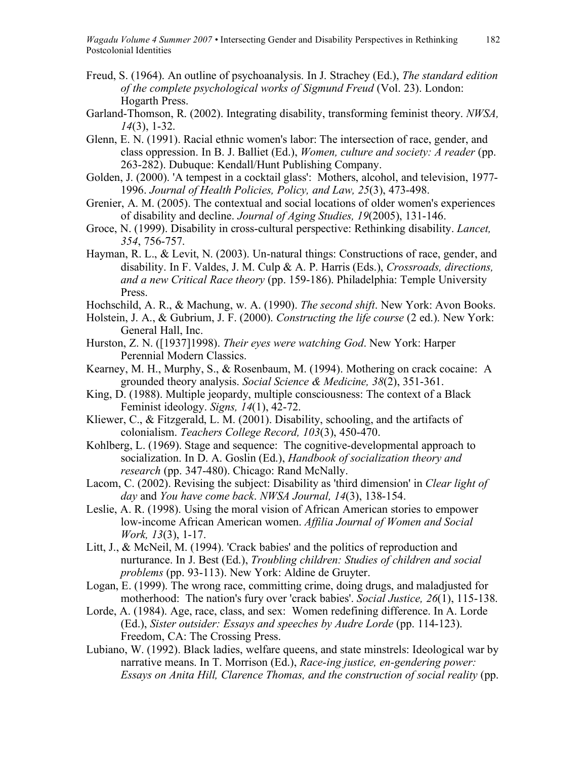Freud, S. (1964). An outline of psychoanalysis. In J. Strachey (Ed.), *The standard edition of the complete psychological works of Sigmund Freud* (Vol. 23). London: Hogarth Press.

Garland-Thomson, R. (2002). Integrating disability, transforming feminist theory. *NWSA, 14*(3), 1-32.

Glenn, E. N. (1991). Racial ethnic women's labor: The intersection of race, gender, and class oppression. In B. J. Balliet (Ed.), *Women, culture and society: A reader* (pp. 263-282). Dubuque: Kendall/Hunt Publishing Company.

Golden, J. (2000). 'A tempest in a cocktail glass': Mothers, alcohol, and television, 1977-1996. *Journal of Health Policies, Policy, and Law, 25*(3), 473-498.

Grenier, A. M. (2005). The contextual and social locations of older women's experiences of disability and decline. *Journal of Aging Studies, 19*(2005), 131-146.

Groce, N. (1999). Disability in cross-cultural perspective: Rethinking disability. *Lancet, 354*, 756-757.

Hayman, R. L., & Levit, N. (2003). Un-natural things: Constructions of race, gender, and disability. In F. Valdes, J. M. Culp & A. P. Harris (Eds.), *Crossroads, directions, and a new Critical Race theory* (pp. 159-186). Philadelphia: Temple University Press.

Hochschild, A. R., & Machung, w. A. (1990). *The second shift*. New York: Avon Books.

Holstein, J. A., & Gubrium, J. F. (2000). *Constructing the life course* (2 ed.). New York: General Hall, Inc.

Hurston, Z. N. ([1937]1998). *Their eyes were watching God*. New York: Harper Perennial Modern Classics.

Kearney, M. H., Murphy, S., & Rosenbaum, M. (1994). Mothering on crack cocaine: A grounded theory analysis. *Social Science & Medicine, 38*(2), 351-361.

King, D. (1988). Multiple jeopardy, multiple consciousness: The context of a Black Feminist ideology. *Signs, 14*(1), 42-72.

Kliewer, C., & Fitzgerald, L. M. (2001). Disability, schooling, and the artifacts of colonialism. *Teachers College Record, 103*(3), 450-470.

Kohlberg, L. (1969). Stage and sequence: The cognitive-developmental approach to socialization. In D. A. Goslin (Ed.), *Handbook of socialization theory and research* (pp. 347-480). Chicago: Rand McNally.

Lacom, C. (2002). Revising the subject: Disability as 'third dimension' in *Clear light of day* and *You have come back*. *NWSA Journal, 14*(3), 138-154.

Leslie, A. R. (1998). Using the moral vision of African American stories to empower low-income African American women. *Affilia Journal of Women and Social Work, 13*(3), 1-17.

Litt, J., & McNeil, M. (1994). 'Crack babies' and the politics of reproduction and nurturance. In J. Best (Ed.), *Troubling children: Studies of children and social problems* (pp. 93-113). New York: Aldine de Gruyter.

Logan, E. (1999). The wrong race, committing crime, doing drugs, and maladjusted for motherhood: The nation's fury over 'crack babies'. *Social Justice, 26*(1), 115-138.

Lorde, A. (1984). Age, race, class, and sex: Women redefining difference. In A. Lorde (Ed.), *Sister outsider: Essays and speeches by Audre Lorde* (pp. 114-123). Freedom, CA: The Crossing Press.

Lubiano, W. (1992). Black ladies, welfare queens, and state minstrels: Ideological war by narrative means. In T. Morrison (Ed.), *Race-ing justice, en-gendering power: Essays on Anita Hill, Clarence Thomas, and the construction of social reality* (pp.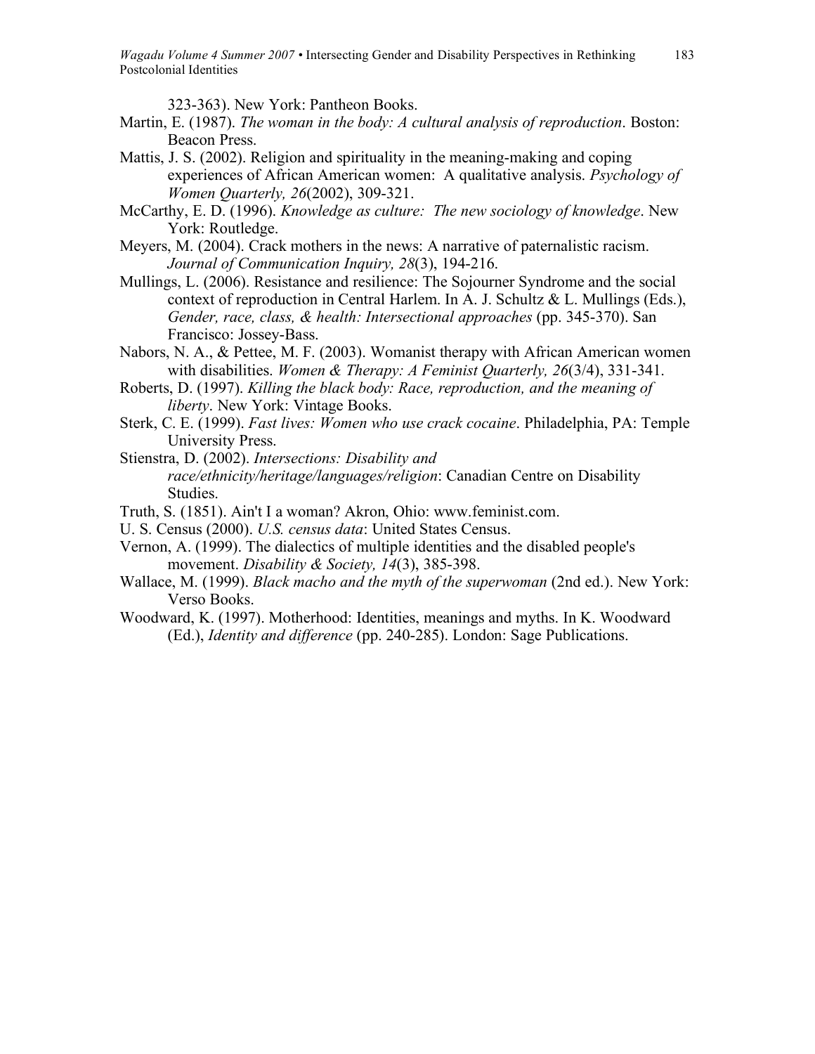323-363). New York: Pantheon Books.

Martin, E. (1987). *The woman in the body: A cultural analysis of reproduction*. Boston: Beacon Press.

Mattis, J. S. (2002). Religion and spirituality in the meaning-making and coping experiences of African American women: A qualitative analysis. *Psychology of Women Quarterly, 26*(2002), 309-321.

McCarthy, E. D. (1996). *Knowledge as culture: The new sociology of knowledge*. New York: Routledge.

Meyers, M. (2004). Crack mothers in the news: A narrative of paternalistic racism. *Journal of Communication Inquiry, 28*(3), 194-216.

Mullings, L. (2006). Resistance and resilience: The Sojourner Syndrome and the social context of reproduction in Central Harlem. In A. J. Schultz & L. Mullings (Eds.), *Gender, race, class, & health: Intersectional approaches* (pp. 345-370). San Francisco: Jossey-Bass.

Nabors, N. A., & Pettee, M. F. (2003). Womanist therapy with African American women with disabilities. *Women & Therapy: A Feminist Quarterly, 26*(3/4), 331-341.

Roberts, D. (1997). *Killing the black body: Race, reproduction, and the meaning of liberty*. New York: Vintage Books.

Sterk, C. E. (1999). *Fast lives: Women who use crack cocaine*. Philadelphia, PA: Temple University Press.

Stienstra, D. (2002). *Intersections: Disability and race/ethnicity/heritage/languages/religion*: Canadian Centre on Disability Studies.

Truth, S. (1851). Ain't I a woman? Akron, Ohio: www.feminist.com.

U. S. Census (2000). *U.S. census data*: United States Census.

Vernon, A. (1999). The dialectics of multiple identities and the disabled people's movement. *Disability & Society, 14*(3), 385-398.

Wallace, M. (1999). *Black macho and the myth of the superwoman* (2nd ed.). New York: Verso Books.

Woodward, K. (1997). Motherhood: Identities, meanings and myths. In K. Woodward (Ed.), *Identity and difference* (pp. 240-285). London: Sage Publications.